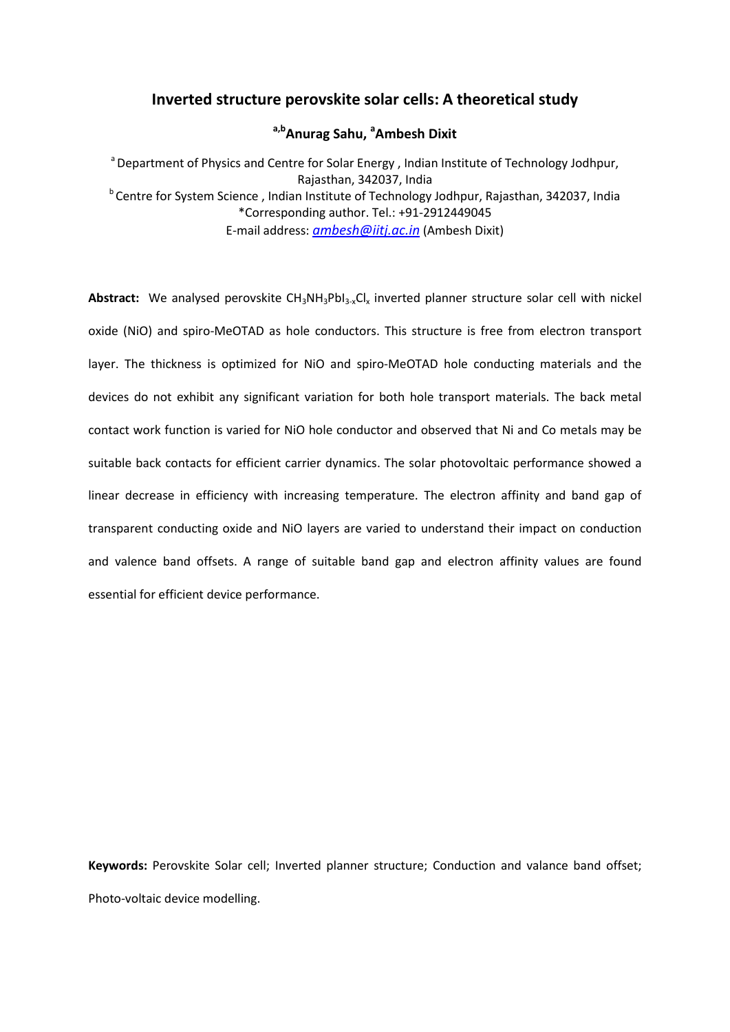# Inverted structure perovskite solar cells: A theoretical study

**[a,b]Anurag Sahu, [a]Ambesh Dixit**

[a] Department of Physics and Centre for Solar Energy , Indian Institute of Technology Jodhpur, Rajasthan, 342037, India

[b] Centre for System Science , Indian Institute of Technology Jodhpur, Rajasthan, 342037, India

*Corresponding author. Tel.: +91-2912449045

E-mail address: ambesh@iitj.ac.in (Ambesh Dixit)

**Abstract:** We analysed perovskite $CH_3NH_3PbI_{3-x}Cl_x$ inverted planner structure solar cell with nickel oxide (NiO) and spiro-MeOTAD as hole conductors. This structure is free from electron transport layer. The thickness is optimized for NiO and spiro-MeOTAD hole conducting materials and the devices do not exhibit any significant variation for both hole transport materials. The back metal contact work function is varied for NiO hole conductor and observed that Ni and Co metals may be suitable back contacts for efficient carrier dynamics. The solar photovoltaic performance showed a linear decrease in efficiency with increasing temperature. The electron affinity and band gap of transparent conducting oxide and NiO layers are varied to understand their impact on conduction and valence band offsets. A range of suitable band gap and electron affinity values are found essential for efficient device performance.

**Keywords:** Perovskite Solar cell; Inverted planner structure; Conduction and valance band offset; Photo-voltaic device modelling.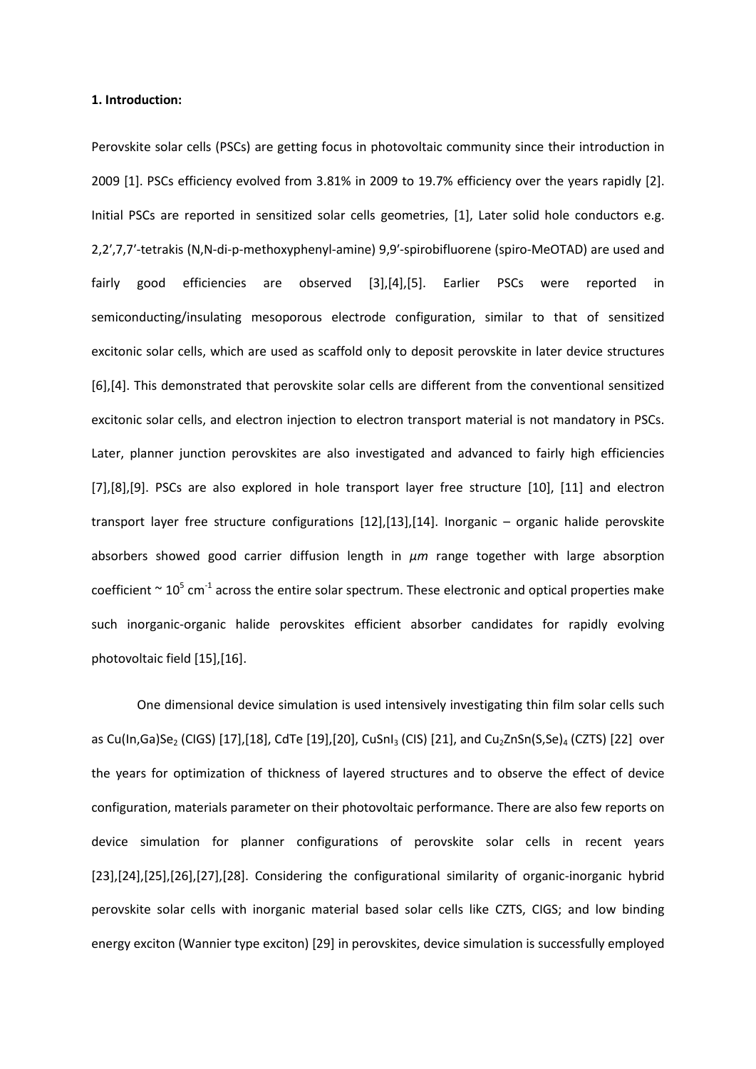**1. Introduction:**

Perovskite solar cells (PSCs) are getting focus in photovoltaic community since their introduction in 2009 [1]. PSCs efficiency evolved from 3.81% in 2009 to 19.7% efficiency over the years rapidly [2]. Initial PSCs are reported in sensitized solar cells geometries, [1], Later solid hole conductors e.g. 2,2',7,7'-tetrakis (N,N-di-p-methoxyphenyl-amine) 9,9'-spirobifluorene (spiro-MeOTAD) are used and fairly good efficiencies are observed [3],[4],[5]. Earlier PSCs were reported in semiconducting/insulating mesoporous electrode configuration, similar to that of sensitized excitonic solar cells, which are used as scaffold only to deposit perovskite in later device structures [6],[4]. This demonstrated that perovskite solar cells are different from the conventional sensitized excitonic solar cells, and electron injection to electron transport material is not mandatory in PSCs. Later, planner junction perovskites are also investigated and advanced to fairly high efficiencies [7],[8],[9]. PSCs are also explored in hole transport layer free structure [10], [11] and electron transport layer free structure configurations [12],[13],[14]. Inorganic – organic halide perovskite absorbers showed good carrier diffusion length in $\mu m$ range together with large absorption coefficient ~ $10^5$ cm$^{-1}$ across the entire solar spectrum. These electronic and optical properties make such inorganic-organic halide perovskites efficient absorber candidates for rapidly evolving photovoltaic field [15],[16].

One dimensional device simulation is used intensively investigating thin film solar cells such as $Cu(In,Ga)Se_2$ (CIGS) [17],[18], CdTe [19],[20], $CuSnI_3$ (CIS) [21], and $Cu_2ZnSn(S,Se)_4$ (CZTS) [22] over the years for optimization of thickness of layered structures and to observe the effect of device configuration, materials parameter on their photovoltaic performance. There are also few reports on device simulation for planner configurations of perovskite solar cells in recent years [23],[24],[25],[26],[27],[28]. Considering the configurational similarity of organic-inorganic hybrid perovskite solar cells with inorganic material based solar cells like CZTS, CIGS; and low binding energy exciton (Wannier type exciton) [29] in perovskites, device simulation is successfully employed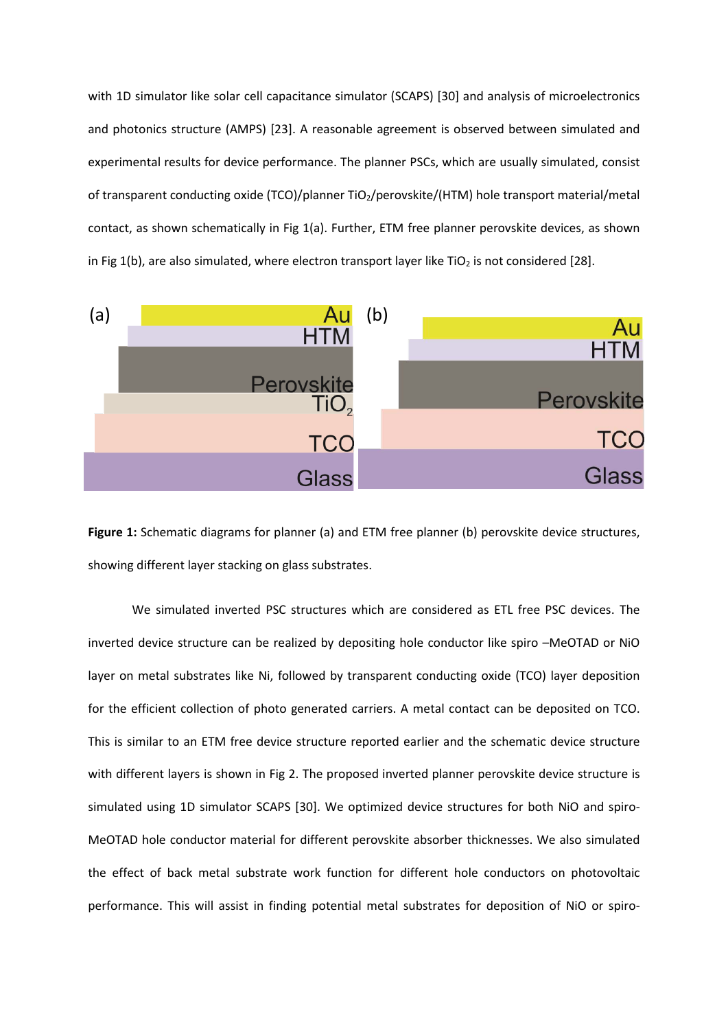with 1D simulator like solar cell capacitance simulator (SCAPS) [30] and analysis of microelectronics and photonics structure (AMPS) [23]. A reasonable agreement is observed between simulated and experimental results for device performance. The planner PSCs, which are usually simulated, consist of transparent conducting oxide (TCO)/planner $TiO_2$/perovskite/(HTM) hole transport material/metal contact, as shown schematically in Fig 1(a). Further, ETM free planner perovskite devices, as shown in Fig 1(b), are also simulated, where electron transport layer like $TiO_2$ is not considered [28].

**Figure 1:** Schematic diagrams for planner (a) and ETM free planner (b) perovskite device structures, showing different layer stacking on glass substrates.

We simulated inverted PSC structures which are considered as ETL free PSC devices. The inverted device structure can be realized by depositing hole conductor like spiro –MeOTAD or NiO layer on metal substrates like Ni, followed by transparent conducting oxide (TCO) layer deposition for the efficient collection of photo generated carriers. A metal contact can be deposited on TCO. This is similar to an ETM free device structure reported earlier and the schematic device structure with different layers is shown in Fig 2. The proposed inverted planner perovskite device structure is simulated using 1D simulator SCAPS [30]. We optimized device structures for both NiO and spiro-MeOTAD hole conductor material for different perovskite absorber thicknesses. We also simulated the effect of back metal substrate work function for different hole conductors on photovoltaic performance. This will assist in finding potential metal substrates for deposition of NiO or spiro-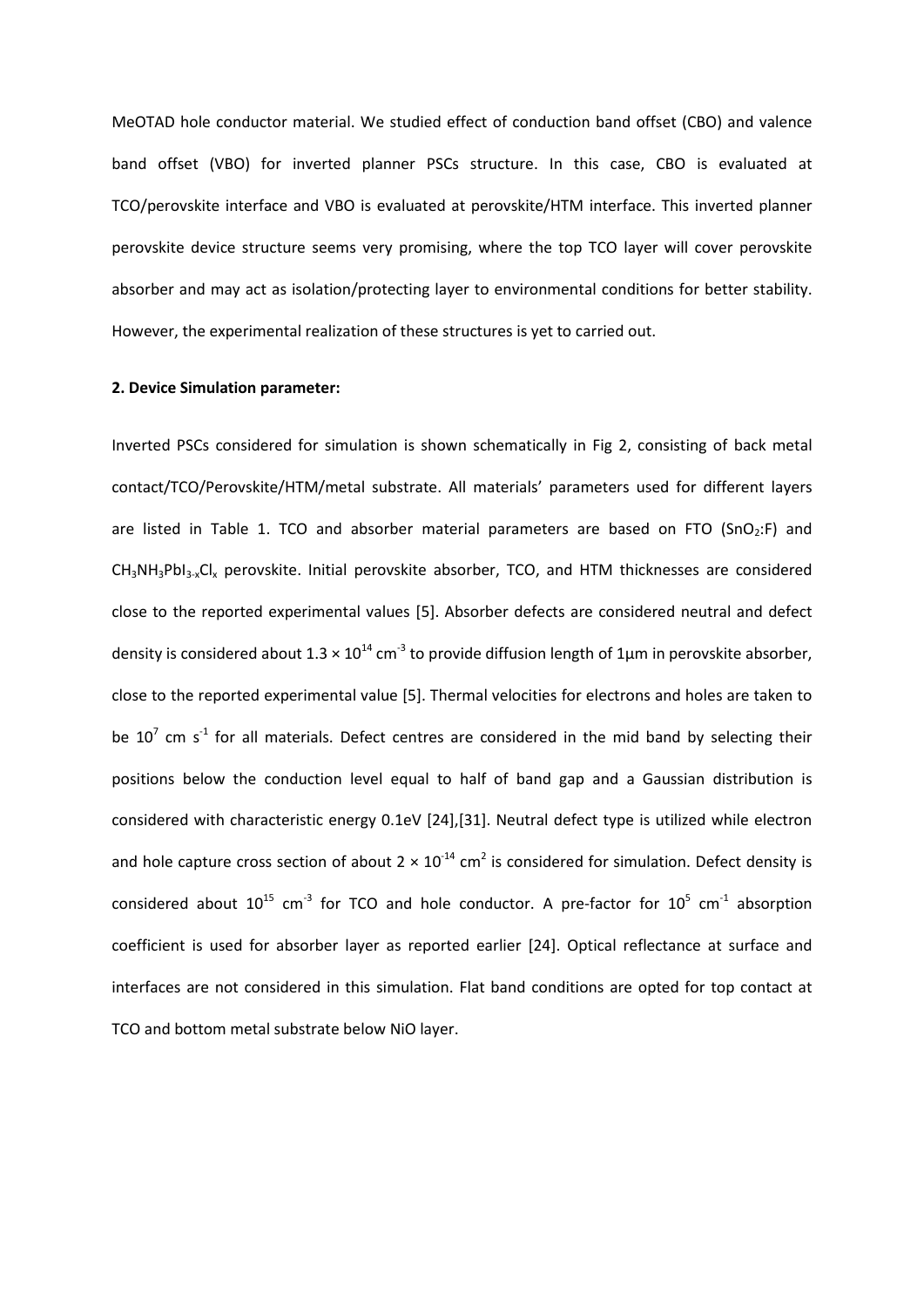MeOTAD hole conductor material. We studied effect of conduction band offset (CBO) and valence band offset (VBO) for inverted planner PSCs structure. In this case, CBO is evaluated at TCO/perovskite interface and VBO is evaluated at perovskite/HTM interface. This inverted planner perovskite device structure seems very promising, where the top TCO layer will cover perovskite absorber and may act as isolation/protecting layer to environmental conditions for better stability. However, the experimental realization of these structures is yet to carried out.

**2. Device Simulation parameter:**

Inverted PSCs considered for simulation is shown schematically in Fig 2, consisting of back metal contact/TCO/Perovskite/HTM/metal substrate. All materials' parameters used for different layers are listed in Table 1. TCO and absorber material parameters are based on FTO ($SnO_2$:F) and $CH_3NH_3PbI_{3-x}Cl_x$ perovskite. Initial perovskite absorber, TCO, and HTM thicknesses are considered close to the reported experimental values [5]. Absorber defects are considered neutral and defect density is considered about $1.3 \times 10^{14}$ cm$^{-3}$ to provide diffusion length of 1μm in perovskite absorber, close to the reported experimental value [5]. Thermal velocities for electrons and holes are taken to be $10^{7}$ cm s$^{-1}$ for all materials. Defect centres are considered in the mid band by selecting their positions below the conduction level equal to half of band gap and a Gaussian distribution is considered with characteristic energy 0.1eV [24],[31]. Neutral defect type is utilized while electron and hole capture cross section of about $2 \times 10^{-14}$ cm$^{2}$ is considered for simulation. Defect density is considered about $10^{15}$ cm$^{-3}$ for TCO and hole conductor. A pre-factor for $10^{5}$ cm$^{-1}$ absorption coefficient is used for absorber layer as reported earlier [24]. Optical reflectance at surface and interfaces are not considered in this simulation. Flat band conditions are opted for top contact at TCO and bottom metal substrate below NiO layer.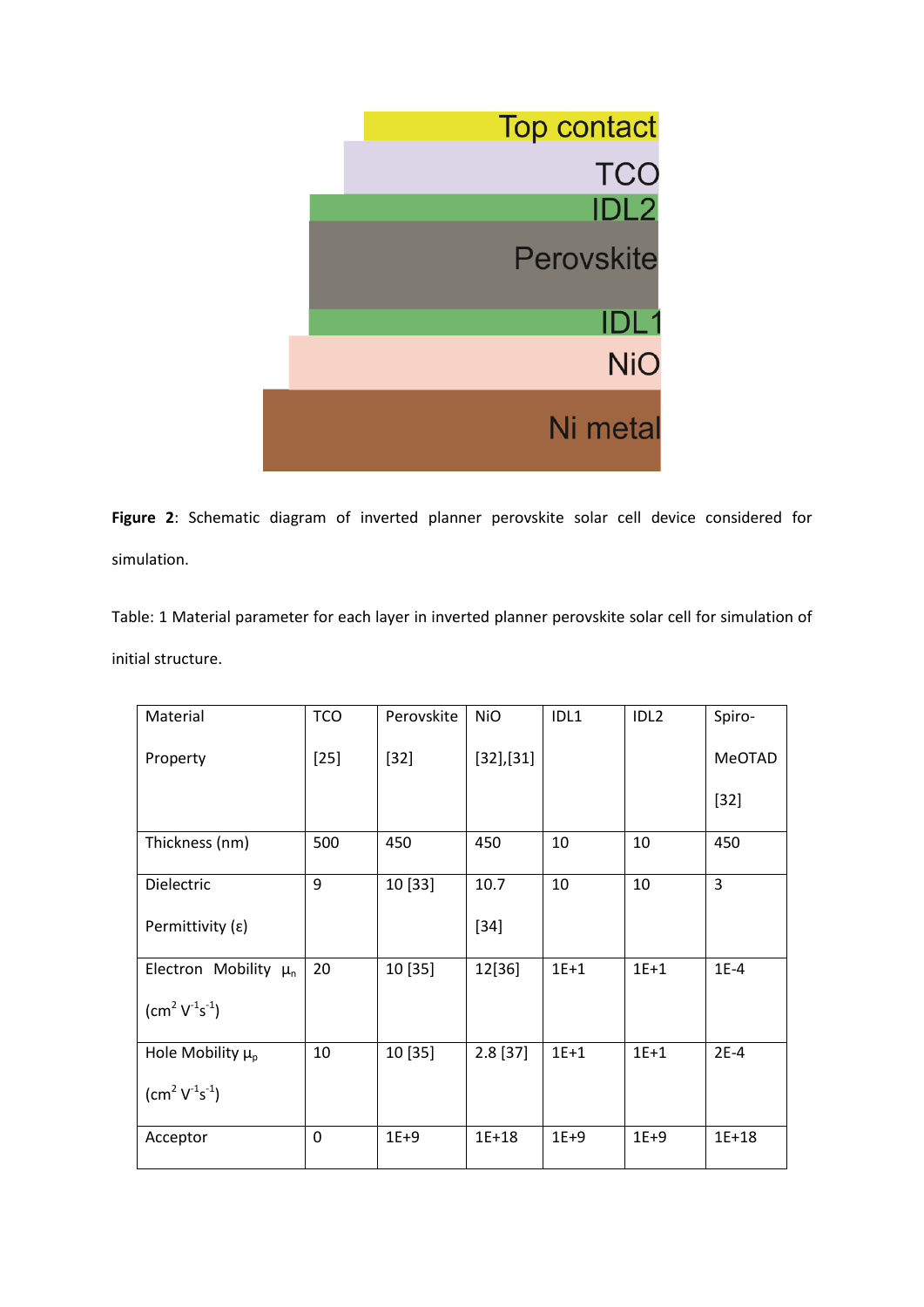**Figure 2**: Schematic diagram of inverted planner perovskite solar cell device considered for simulation.

Table: 1 Material parameter for each layer in inverted planner perovskite solar cell for simulation of initial structure.

| Material Property | TCO [25] | Perovskite [32] | NiO [32],[31] | IDL1 | IDL2 | Spiro-MeOTAD [32] |
|---|---|---|---|---|---|---|
| Thickness (nm) | 500 | 450 | 450 | 10 | 10 | 450 |
| Dielectric Permittivity (ε) | 9 | 10 [33] | 10.7 [34] | 10 | 10 | 3 |
| Electron Mobility $\mu_n$ ($cm^2 V^{-1}s^{-1}$) | 20 | 10 [35] | 12[36] | 1E+1 | 1E+1 | 1E-4 |
| Hole Mobility $\mu_p$ ($cm^2 V^{-1}s^{-1}$) | 10 | 10 [35] | 2.8 [37] | 1E+1 | 1E+1 | 2E-4 |
| Acceptor | 0 | 1E+9 | 1E+18 | 1E+9 | 1E+9 | 1E+18 |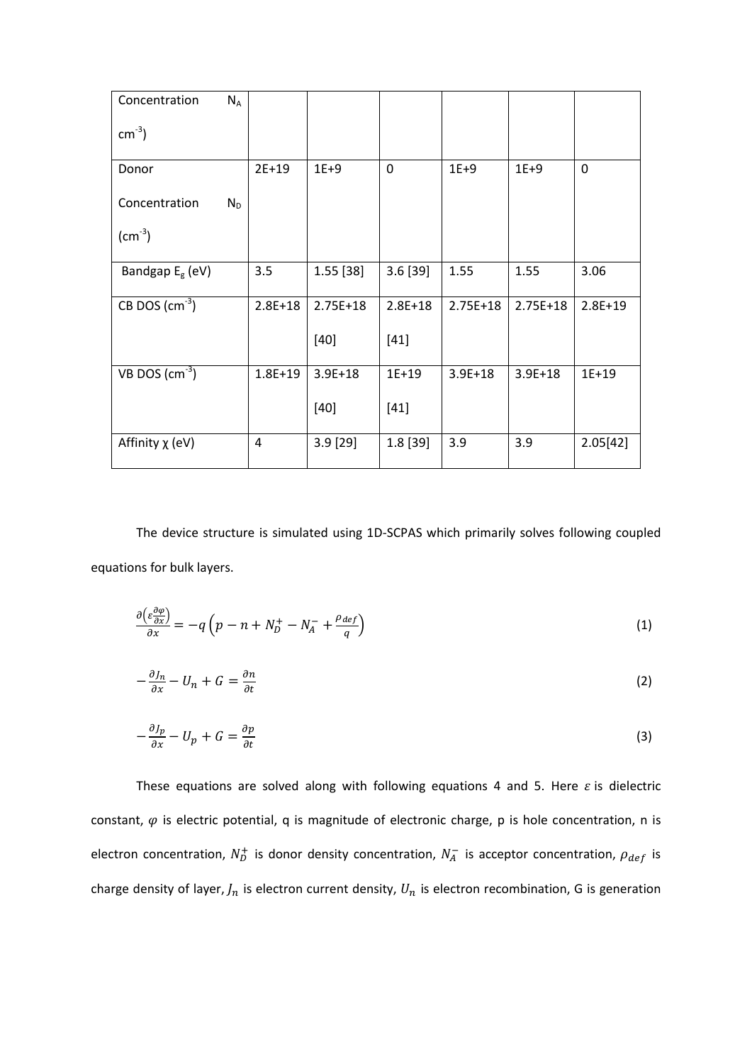| Concentration $N_A$ ($cm^{-3}$) | | | | | | |
|---|---|---|---|---|---|---|
| Donor Concentration $N_D$ ($cm^{-3}$) | 2E+19 | 1E+9 | 0 | 1E+9 | 1E+9 | 0 |
| Bandgap $E_g$ (eV) | 3.5 | 1.55 [38] | 3.6 [39] | 1.55 | 1.55 | 3.06 |
| CB DOS ($cm^{-3}$) | 2.8E+18 | 2.75E+18 [40] | 2.8E+18 [41] | 2.75E+18 | 2.75E+18 | 2.8E+19 |
| VB DOS ($cm^{-3}$) | 1.8E+19 | 3.9E+18 [40] | 1E+19 [41] | 3.9E+18 | 3.9E+18 | 1E+19 |
| Affinity χ (eV) | 4 | 3.9 [29] | 1.8 [39] | 3.9 | 3.9 | 2.05[42] |

The device structure is simulated using 1D-SCPAS which primarily solves following coupled equations for bulk layers.

$$\frac{\partial\left(\varepsilon\frac{\partial\varphi}{\partial x}\right)}{\partial x} = -q\left(p - n + N_D^+ - N_A^- + \frac{\rho_{def}}{q}\right) \tag{1}$$

$$-\frac{\partial J_n}{\partial x} - U_n + G = \frac{\partial n}{\partial t} \tag{2}$$

$$-\frac{\partial J_p}{\partial x} - U_p + G = \frac{\partial p}{\partial t} \tag{3}$$

These equations are solved along with following equations 4 and 5. Here $\varepsilon$ is dielectric constant, $\varphi$ is electric potential, q is magnitude of electronic charge, p is hole concentration, n is electron concentration, $N_D^+$ is donor density concentration, $N_A^-$ is acceptor concentration, $\rho_{def}$ is charge density of layer, $J_n$ is electron current density, $U_n$ is electron recombination, G is generation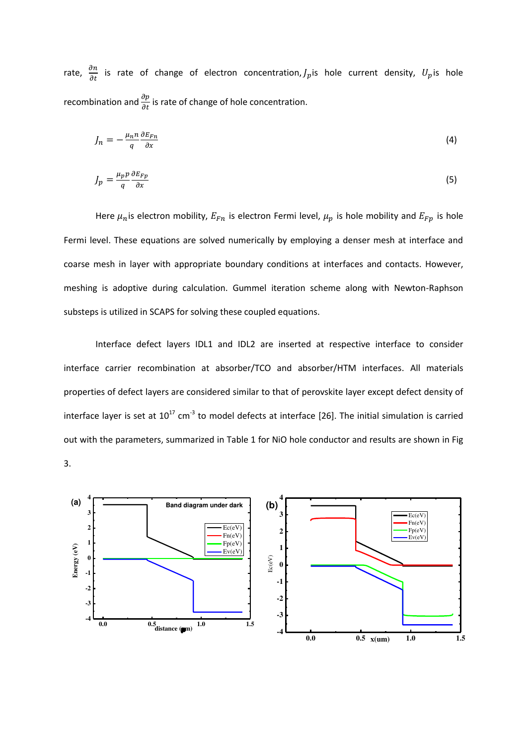rate, $\frac{\partial n}{\partial t}$ is rate of change of electron concentration, $J_p$ is hole current density, $U_p$ is hole recombination and $\frac{\partial p}{\partial t}$ is rate of change of hole concentration.

$$J_n = -\frac{\mu_n n}{q}\frac{\partial E_{Fn}}{\partial x} \tag{4}$$

$$J_p = \frac{\mu_p p}{q}\frac{\partial E_{Fp}}{\partial x} \tag{5}$$

Here $\mu_n$ is electron mobility, $E_{Fn}$ is electron Fermi level, $\mu_p$ is hole mobility and $E_{Fp}$ is hole Fermi level. These equations are solved numerically by employing a denser mesh at interface and coarse mesh in layer with appropriate boundary conditions at interfaces and contacts. However, meshing is adoptive during calculation. Gummel iteration scheme along with Newton-Raphson substeps is utilized in SCAPS for solving these coupled equations.

Interface defect layers IDL1 and IDL2 are inserted at respective interface to consider interface carrier recombination at absorber/TCO and absorber/HTM interfaces. All materials properties of defect layers are considered similar to that of perovskite layer except defect density of interface layer is set at $10^{17}$ $cm^{-3}$ to model defects at interface [26]. The initial simulation is carried out with the parameters, summarized in Table 1 for NiO hole conductor and results are shown in Fig 3.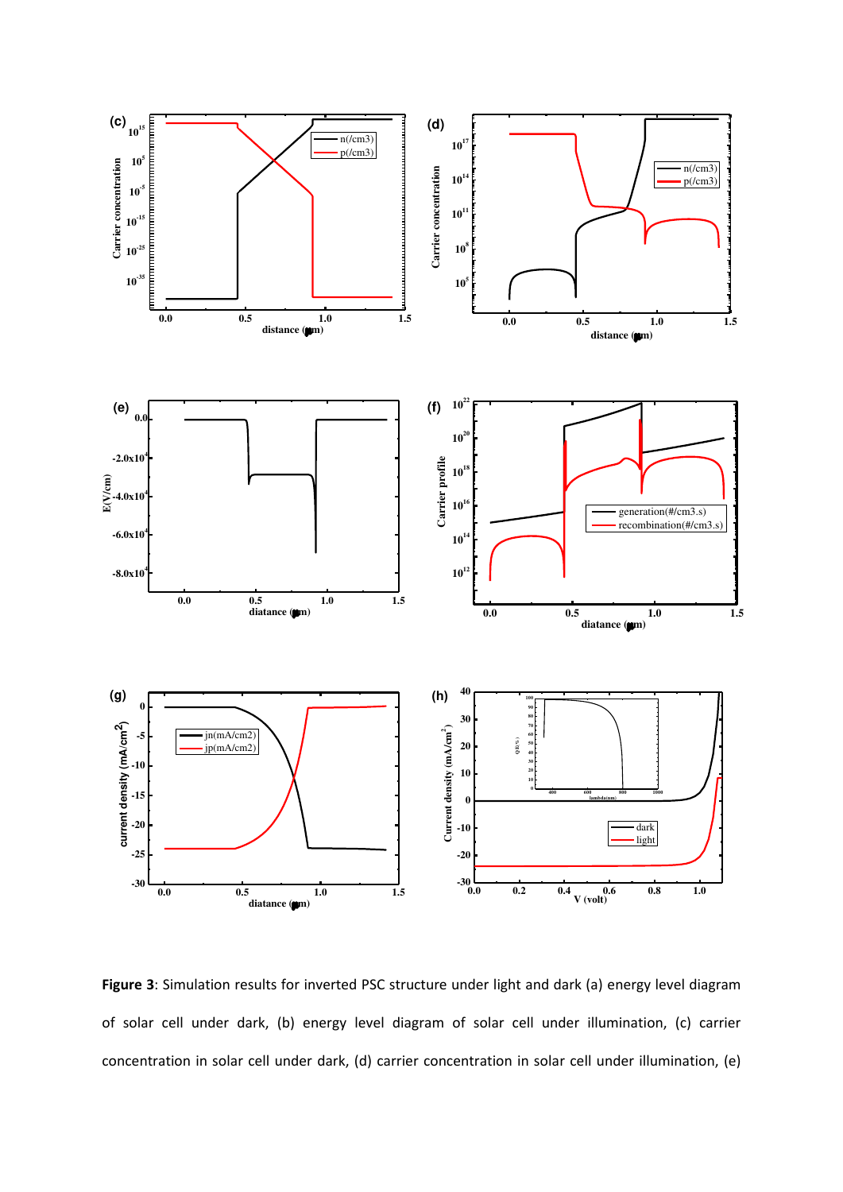**Figure 3**: Simulation results for inverted PSC structure under light and dark (a) energy level diagram of solar cell under dark, (b) energy level diagram of solar cell under illumination, (c) carrier concentration in solar cell under dark, (d) carrier concentration in solar cell under illumination, (e)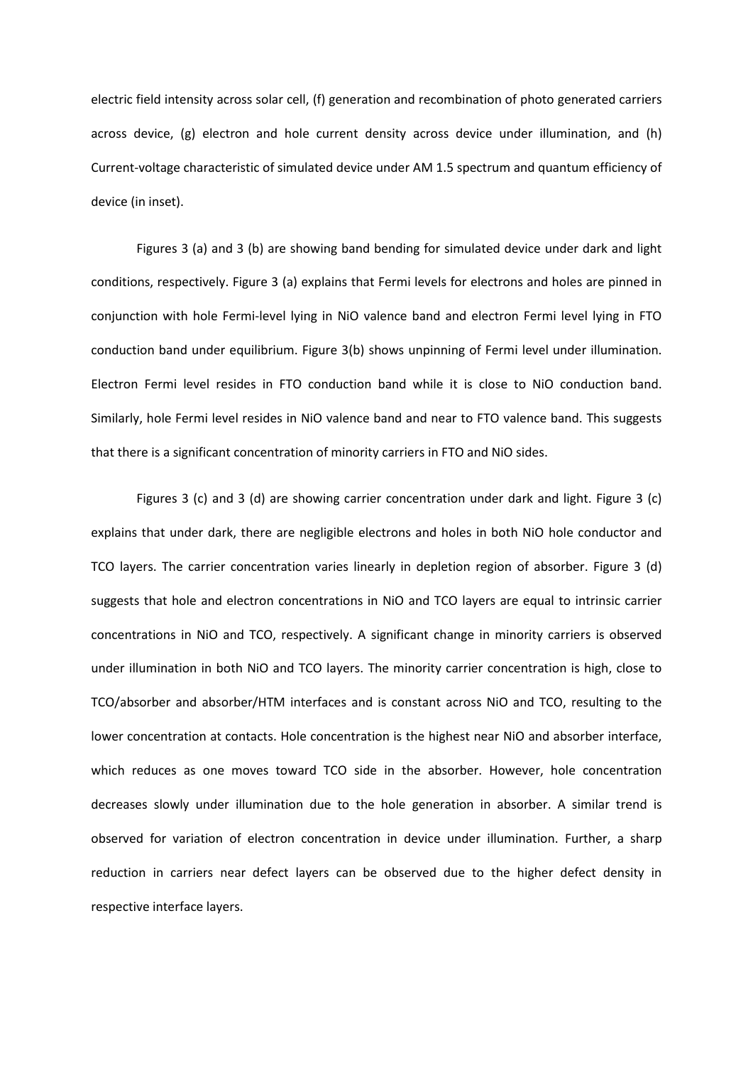electric field intensity across solar cell, (f) generation and recombination of photo generated carriers across device, (g) electron and hole current density across device under illumination, and (h) Current-voltage characteristic of simulated device under AM 1.5 spectrum and quantum efficiency of device (in inset).

Figures 3 (a) and 3 (b) are showing band bending for simulated device under dark and light conditions, respectively. Figure 3 (a) explains that Fermi levels for electrons and holes are pinned in conjunction with hole Fermi-level lying in NiO valence band and electron Fermi level lying in FTO conduction band under equilibrium. Figure 3(b) shows unpinning of Fermi level under illumination. Electron Fermi level resides in FTO conduction band while it is close to NiO conduction band. Similarly, hole Fermi level resides in NiO valence band and near to FTO valence band. This suggests that there is a significant concentration of minority carriers in FTO and NiO sides.

Figures 3 (c) and 3 (d) are showing carrier concentration under dark and light. Figure 3 (c) explains that under dark, there are negligible electrons and holes in both NiO hole conductor and TCO layers. The carrier concentration varies linearly in depletion region of absorber. Figure 3 (d) suggests that hole and electron concentrations in NiO and TCO layers are equal to intrinsic carrier concentrations in NiO and TCO, respectively. A significant change in minority carriers is observed under illumination in both NiO and TCO layers. The minority carrier concentration is high, close to TCO/absorber and absorber/HTM interfaces and is constant across NiO and TCO, resulting to the lower concentration at contacts. Hole concentration is the highest near NiO and absorber interface, which reduces as one moves toward TCO side in the absorber. However, hole concentration decreases slowly under illumination due to the hole generation in absorber. A similar trend is observed for variation of electron concentration in device under illumination. Further, a sharp reduction in carriers near defect layers can be observed due to the higher defect density in respective interface layers.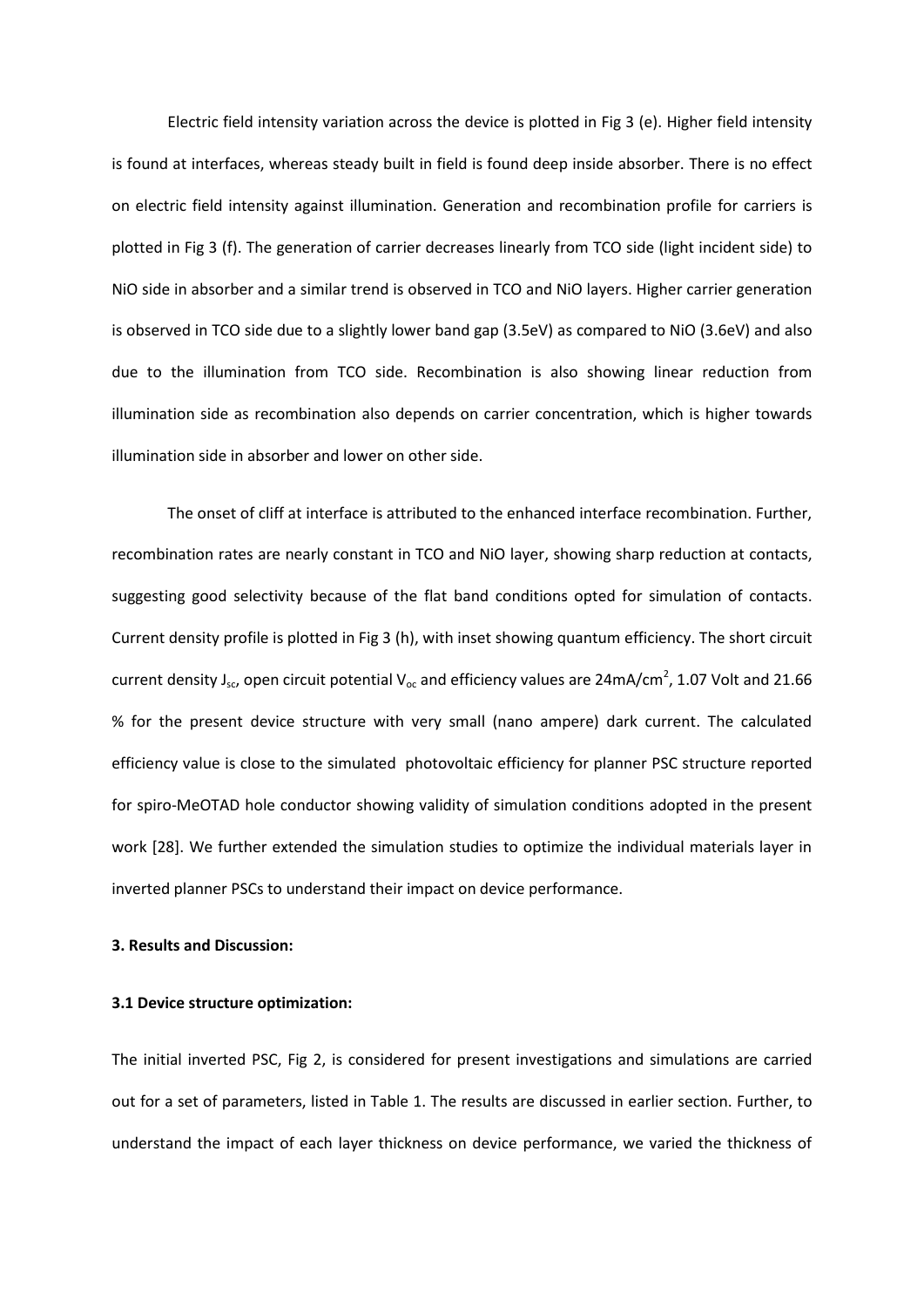Electric field intensity variation across the device is plotted in Fig 3 (e). Higher field intensity is found at interfaces, whereas steady built in field is found deep inside absorber. There is no effect on electric field intensity against illumination. Generation and recombination profile for carriers is plotted in Fig 3 (f). The generation of carrier decreases linearly from TCO side (light incident side) to NiO side in absorber and a similar trend is observed in TCO and NiO layers. Higher carrier generation is observed in TCO side due to a slightly lower band gap (3.5eV) as compared to NiO (3.6eV) and also due to the illumination from TCO side. Recombination is also showing linear reduction from illumination side as recombination also depends on carrier concentration, which is higher towards illumination side in absorber and lower on other side.

The onset of cliff at interface is attributed to the enhanced interface recombination. Further, recombination rates are nearly constant in TCO and NiO layer, showing sharp reduction at contacts, suggesting good selectivity because of the flat band conditions opted for simulation of contacts. Current density profile is plotted in Fig 3 (h), with inset showing quantum efficiency. The short circuit current density $J_{sc}$, open circuit potential $V_{oc}$ and efficiency values are 24mA/cm$^2$, 1.07 Volt and 21.66 % for the present device structure with very small (nano ampere) dark current. The calculated efficiency value is close to the simulated photovoltaic efficiency for planner PSC structure reported for spiro-MeOTAD hole conductor showing validity of simulation conditions adopted in the present work [28]. We further extended the simulation studies to optimize the individual materials layer in inverted planner PSCs to understand their impact on device performance.

## 3. Results and Discussion:

### 3.1 Device structure optimization:

The initial inverted PSC, Fig 2, is considered for present investigations and simulations are carried out for a set of parameters, listed in Table 1. The results are discussed in earlier section. Further, to understand the impact of each layer thickness on device performance, we varied the thickness of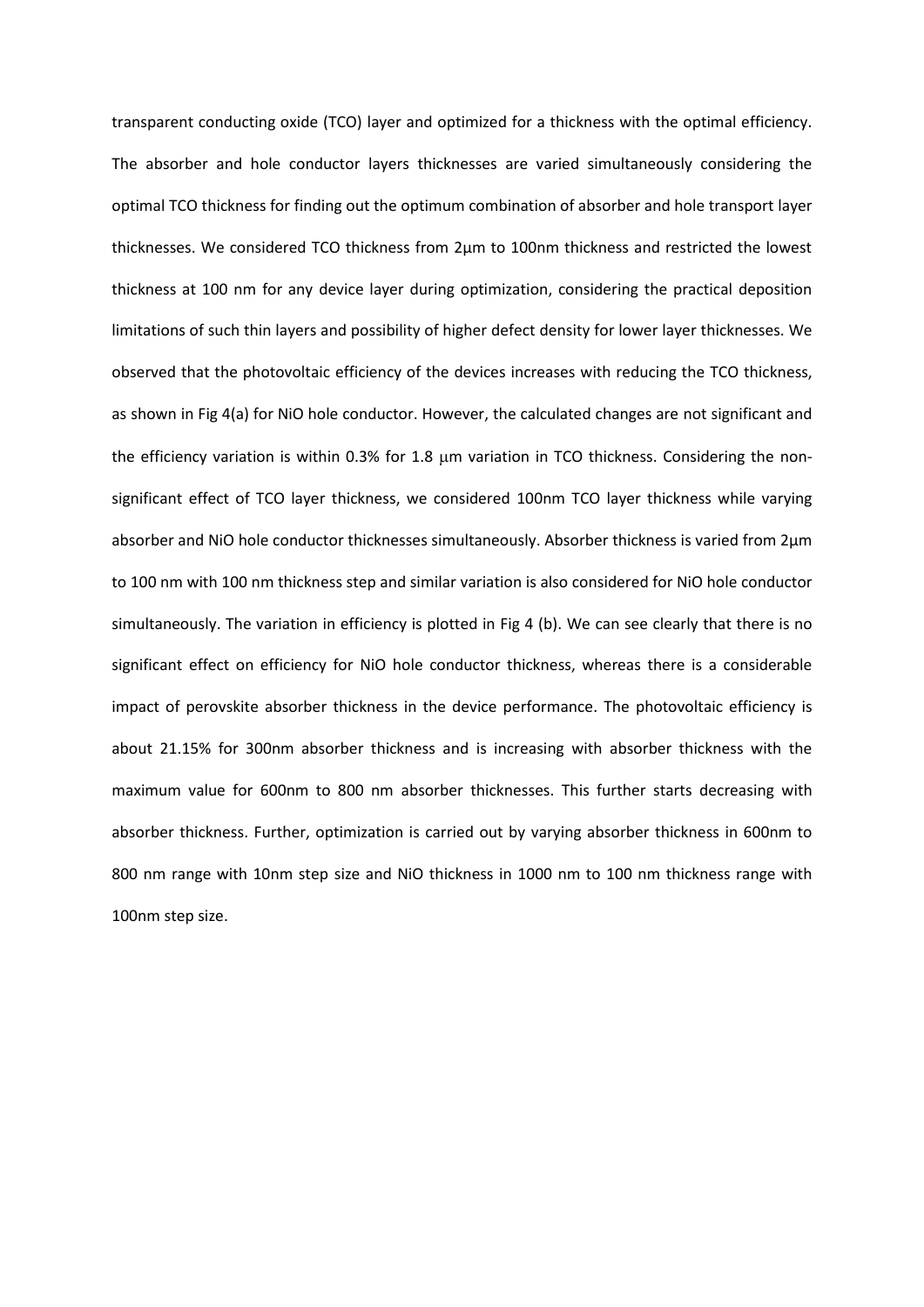transparent conducting oxide (TCO) layer and optimized for a thickness with the optimal efficiency. The absorber and hole conductor layers thicknesses are varied simultaneously considering the optimal TCO thickness for finding out the optimum combination of absorber and hole transport layer thicknesses. We considered TCO thickness from 2µm to 100nm thickness and restricted the lowest thickness at 100 nm for any device layer during optimization, considering the practical deposition limitations of such thin layers and possibility of higher defect density for lower layer thicknesses. We observed that the photovoltaic efficiency of the devices increases with reducing the TCO thickness, as shown in Fig 4(a) for NiO hole conductor. However, the calculated changes are not significant and the efficiency variation is within 0.3% for 1.8 µm variation in TCO thickness. Considering the non-significant effect of TCO layer thickness, we considered 100nm TCO layer thickness while varying absorber and NiO hole conductor thicknesses simultaneously. Absorber thickness is varied from 2µm to 100 nm with 100 nm thickness step and similar variation is also considered for NiO hole conductor simultaneously. The variation in efficiency is plotted in Fig 4 (b). We can see clearly that there is no significant effect on efficiency for NiO hole conductor thickness, whereas there is a considerable impact of perovskite absorber thickness in the device performance. The photovoltaic efficiency is about 21.15% for 300nm absorber thickness and is increasing with absorber thickness with the maximum value for 600nm to 800 nm absorber thicknesses. This further starts decreasing with absorber thickness. Further, optimization is carried out by varying absorber thickness in 600nm to 800 nm range with 10nm step size and NiO thickness in 1000 nm to 100 nm thickness range with 100nm step size.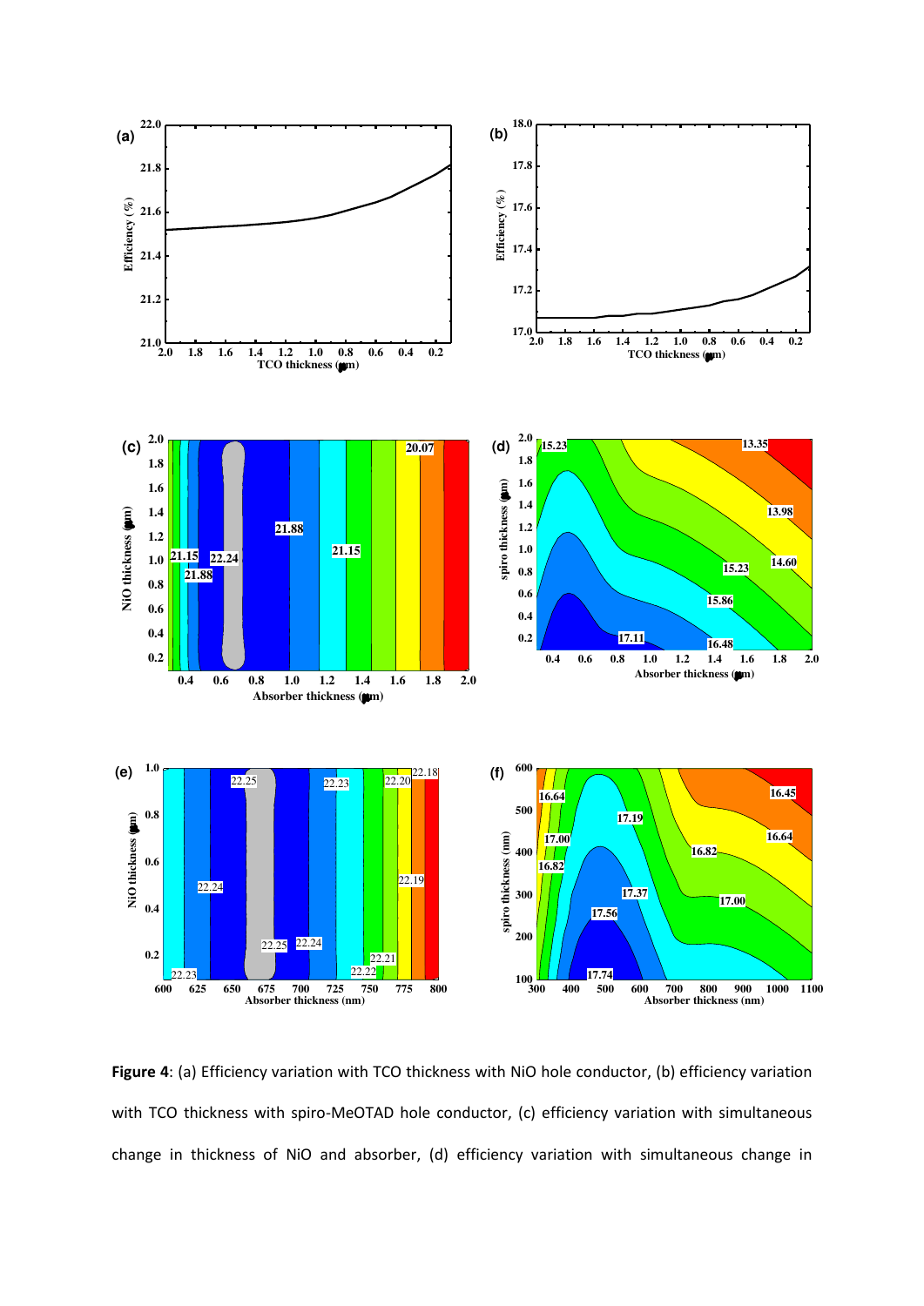**Figure 4**: (a) Efficiency variation with TCO thickness with NiO hole conductor, (b) efficiency variation with TCO thickness with spiro-MeOTAD hole conductor, (c) efficiency variation with simultaneous change in thickness of NiO and absorber, (d) efficiency variation with simultaneous change in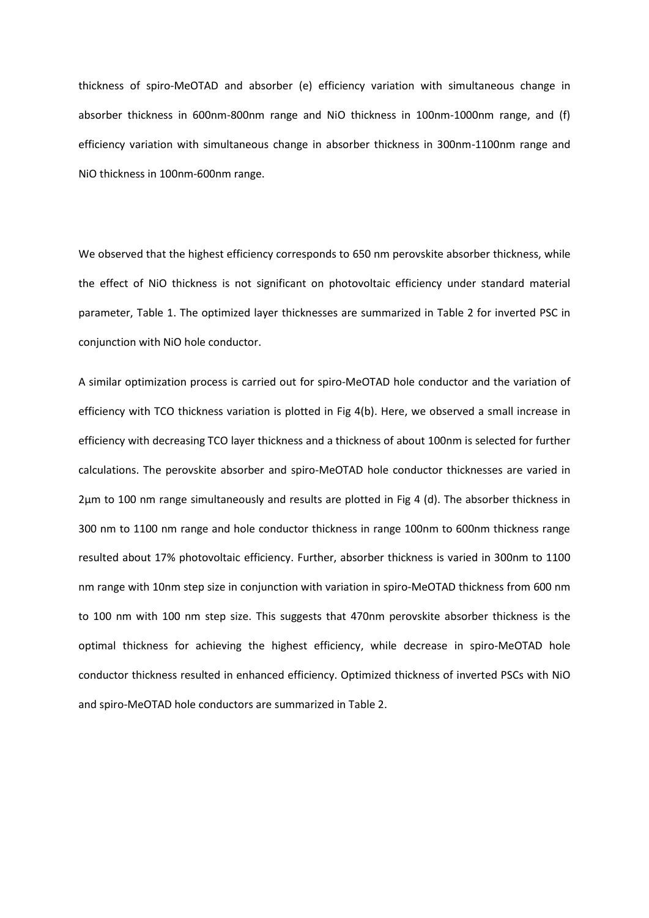thickness of spiro-MeOTAD and absorber (e) efficiency variation with simultaneous change in absorber thickness in 600nm-800nm range and NiO thickness in 100nm-1000nm range, and (f) efficiency variation with simultaneous change in absorber thickness in 300nm-1100nm range and NiO thickness in 100nm-600nm range.

We observed that the highest efficiency corresponds to 650 nm perovskite absorber thickness, while the effect of NiO thickness is not significant on photovoltaic efficiency under standard material parameter, Table 1. The optimized layer thicknesses are summarized in Table 2 for inverted PSC in conjunction with NiO hole conductor.

A similar optimization process is carried out for spiro-MeOTAD hole conductor and the variation of efficiency with TCO thickness variation is plotted in Fig 4(b). Here, we observed a small increase in efficiency with decreasing TCO layer thickness and a thickness of about 100nm is selected for further calculations. The perovskite absorber and spiro-MeOTAD hole conductor thicknesses are varied in 2µm to 100 nm range simultaneously and results are plotted in Fig 4 (d). The absorber thickness in 300 nm to 1100 nm range and hole conductor thickness in range 100nm to 600nm thickness range resulted about 17% photovoltaic efficiency. Further, absorber thickness is varied in 300nm to 1100 nm range with 10nm step size in conjunction with variation in spiro-MeOTAD thickness from 600 nm to 100 nm with 100 nm step size. This suggests that 470nm perovskite absorber thickness is the optimal thickness for achieving the highest efficiency, while decrease in spiro-MeOTAD hole conductor thickness resulted in enhanced efficiency. Optimized thickness of inverted PSCs with NiO and spiro-MeOTAD hole conductors are summarized in Table 2.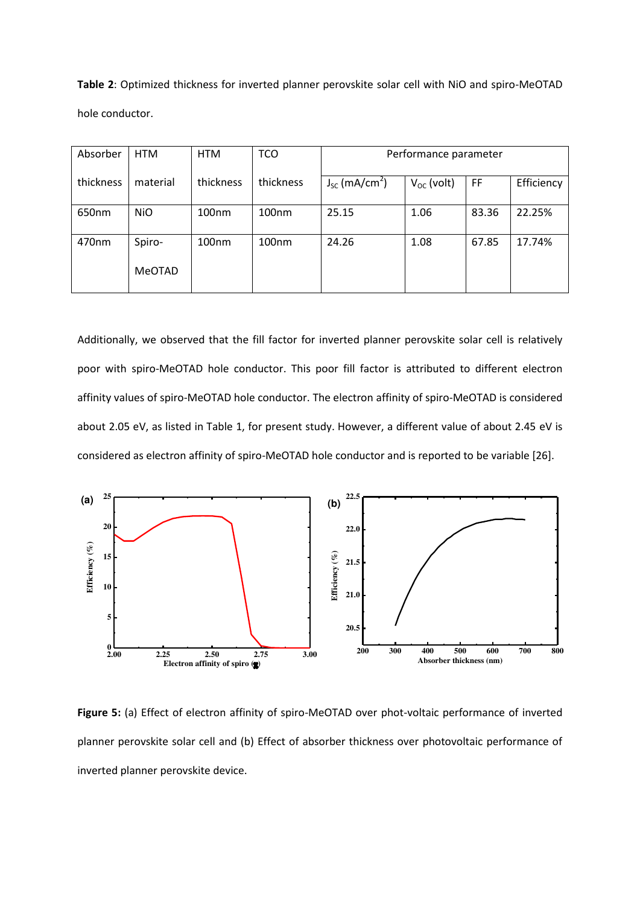**Table 2**: Optimized thickness for inverted planner perovskite solar cell with NiO and spiro-MeOTAD hole conductor.

| Absorber thickness | HTM material | HTM thickness | TCO thickness | Performance parameter | | | |
|---|---|---|---|---|---|---|---|
| | | | | $J_{SC}$ (mA/cm$^2$) | $V_{OC}$ (volt) | FF | Efficiency |
| 650nm | NiO | 100nm | 100nm | 25.15 | 1.06 | 83.36 | 22.25% |
| 470nm | Spiro-MeOTAD | 100nm | 100nm | 24.26 | 1.08 | 67.85 | 17.74% |

Additionally, we observed that the fill factor for inverted planner perovskite solar cell is relatively poor with spiro-MeOTAD hole conductor. This poor fill factor is attributed to different electron affinity values of spiro-MeOTAD hole conductor. The electron affinity of spiro-MeOTAD is considered about 2.05 eV, as listed in Table 1, for present study. However, a different value of about 2.45 eV is considered as electron affinity of spiro-MeOTAD hole conductor and is reported to be variable [26].

**Figure 5:** (a) Effect of electron affinity of spiro-MeOTAD over phot-voltaic performance of inverted planner perovskite solar cell and (b) Effect of absorber thickness over photovoltaic performance of inverted planner perovskite device.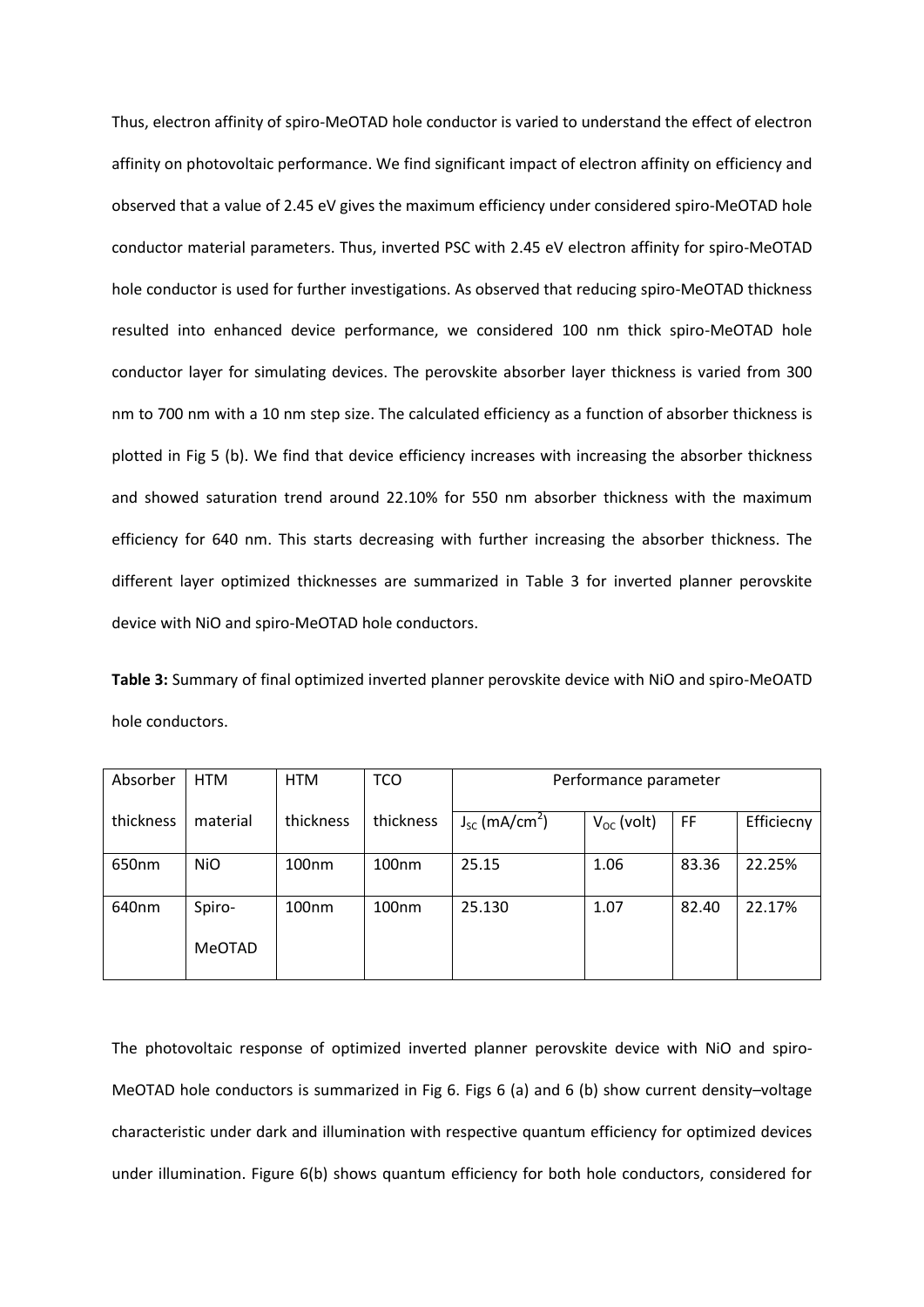Thus, electron affinity of spiro-MeOTAD hole conductor is varied to understand the effect of electron affinity on photovoltaic performance. We find significant impact of electron affinity on efficiency and observed that a value of 2.45 eV gives the maximum efficiency under considered spiro-MeOTAD hole conductor material parameters. Thus, inverted PSC with 2.45 eV electron affinity for spiro-MeOTAD hole conductor is used for further investigations. As observed that reducing spiro-MeOTAD thickness resulted into enhanced device performance, we considered 100 nm thick spiro-MeOTAD hole conductor layer for simulating devices. The perovskite absorber layer thickness is varied from 300 nm to 700 nm with a 10 nm step size. The calculated efficiency as a function of absorber thickness is plotted in Fig 5 (b). We find that device efficiency increases with increasing the absorber thickness and showed saturation trend around 22.10% for 550 nm absorber thickness with the maximum efficiency for 640 nm. This starts decreasing with further increasing the absorber thickness. The different layer optimized thicknesses are summarized in Table 3 for inverted planner perovskite device with NiO and spiro-MeOTAD hole conductors.

**Table 3:** Summary of final optimized inverted planner perovskite device with NiO and spiro-MeOATD hole conductors.

| Absorber thickness | HTM material | HTM thickness | TCO thickness | Performance parameter | | | |
|---|---|---|---|---|---|---|---|
| | | | | $J_{SC}$ (mA/cm$^2$) | $V_{OC}$ (volt) | FF | Efficiecny |
| 650nm | NiO | 100nm | 100nm | 25.15 | 1.06 | 83.36 | 22.25% |
| 640nm | Spiro-MeOTAD | 100nm | 100nm | 25.130 | 1.07 | 82.40 | 22.17% |

The photovoltaic response of optimized inverted planner perovskite device with NiO and spiro-MeOTAD hole conductors is summarized in Fig 6. Figs 6 (a) and 6 (b) show current density–voltage characteristic under dark and illumination with respective quantum efficiency for optimized devices under illumination. Figure 6(b) shows quantum efficiency for both hole conductors, considered for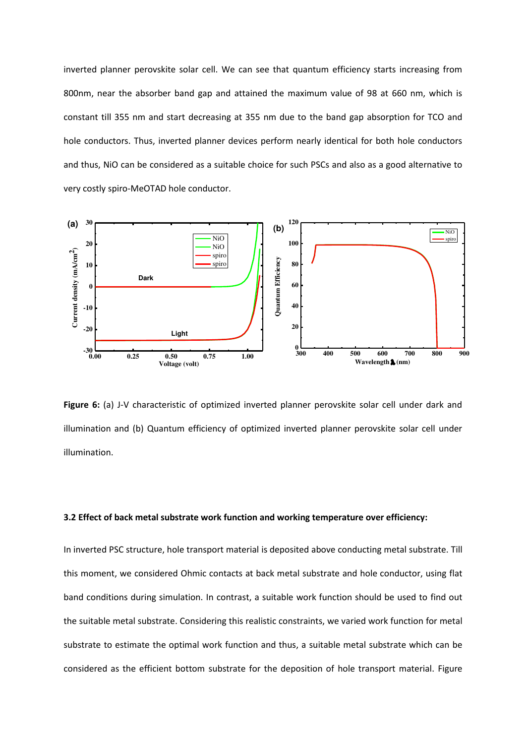inverted planner perovskite solar cell. We can see that quantum efficiency starts increasing from 800nm, near the absorber band gap and attained the maximum value of 98 at 660 nm, which is constant till 355 nm and start decreasing at 355 nm due to the band gap absorption for TCO and hole conductors. Thus, inverted planner devices perform nearly identical for both hole conductors and thus, NiO can be considered as a suitable choice for such PSCs and also as a good alternative to very costly spiro-MeOTAD hole conductor.

**Figure 6:** (a) J-V characteristic of optimized inverted planner perovskite solar cell under dark and illumination and (b) Quantum efficiency of optimized inverted planner perovskite solar cell under illumination.

### 3.2 Effect of back metal substrate work function and working temperature over efficiency:

In inverted PSC structure, hole transport material is deposited above conducting metal substrate. Till this moment, we considered Ohmic contacts at back metal substrate and hole conductor, using flat band conditions during simulation. In contrast, a suitable work function should be used to find out the suitable metal substrate. Considering this realistic constraints, we varied work function for metal substrate to estimate the optimal work function and thus, a suitable metal substrate which can be considered as the efficient bottom substrate for the deposition of hole transport material. Figure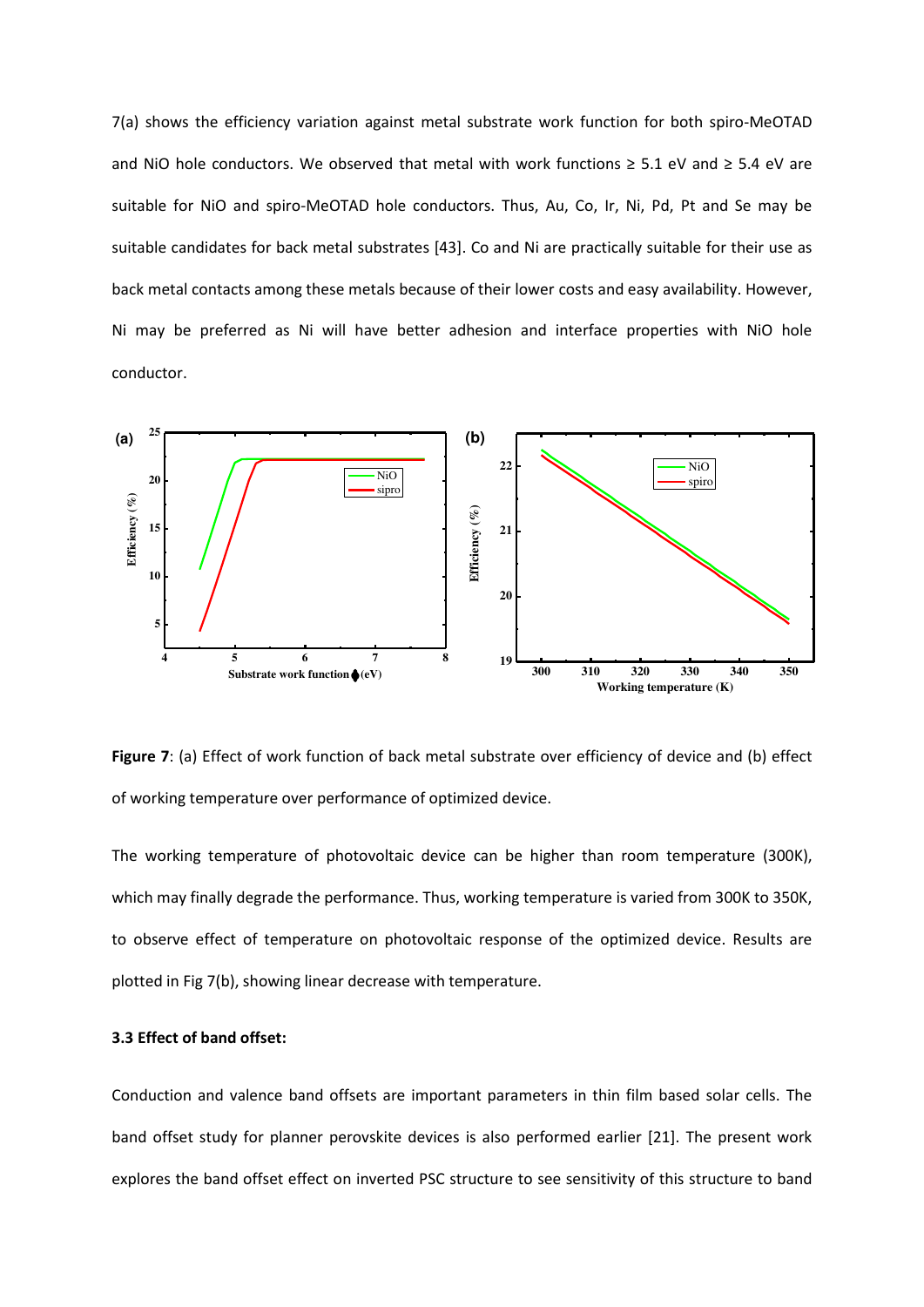7(a) shows the efficiency variation against metal substrate work function for both spiro-MeOTAD and NiO hole conductors. We observed that metal with work functions ≥ 5.1 eV and ≥ 5.4 eV are suitable for NiO and spiro-MeOTAD hole conductors. Thus, Au, Co, Ir, Ni, Pd, Pt and Se may be suitable candidates for back metal substrates [43]. Co and Ni are practically suitable for their use as back metal contacts among these metals because of their lower costs and easy availability. However, Ni may be preferred as Ni will have better adhesion and interface properties with NiO hole conductor.

**Figure 7**: (a) Effect of work function of back metal substrate over efficiency of device and (b) effect of working temperature over performance of optimized device.

The working temperature of photovoltaic device can be higher than room temperature (300K), which may finally degrade the performance. Thus, working temperature is varied from 300K to 350K, to observe effect of temperature on photovoltaic response of the optimized device. Results are plotted in Fig 7(b), showing linear decrease with temperature.

### 3.3 Effect of band offset:

Conduction and valence band offsets are important parameters in thin film based solar cells. The band offset study for planner perovskite devices is also performed earlier [21]. The present work explores the band offset effect on inverted PSC structure to see sensitivity of this structure to band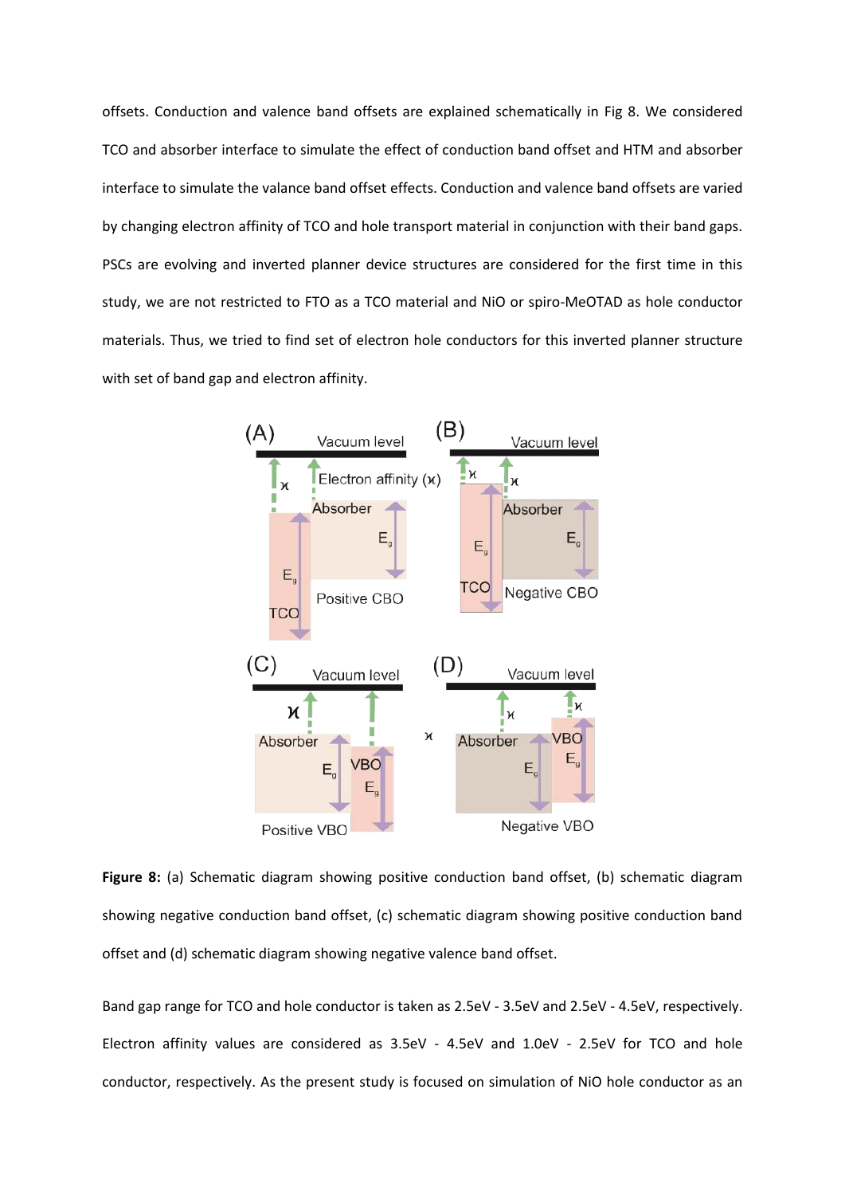offsets. Conduction and valence band offsets are explained schematically in Fig 8. We considered TCO and absorber interface to simulate the effect of conduction band offset and HTM and absorber interface to simulate the valance band offset effects. Conduction and valence band offsets are varied by changing electron affinity of TCO and hole transport material in conjunction with their band gaps. PSCs are evolving and inverted planner device structures are considered for the first time in this study, we are not restricted to FTO as a TCO material and NiO or spiro-MeOTAD as hole conductor materials. Thus, we tried to find set of electron hole conductors for this inverted planner structure with set of band gap and electron affinity.

**Figure 8:** (a) Schematic diagram showing positive conduction band offset, (b) schematic diagram showing negative conduction band offset, (c) schematic diagram showing positive conduction band offset and (d) schematic diagram showing negative valence band offset.

Band gap range for TCO and hole conductor is taken as 2.5eV - 3.5eV and 2.5eV - 4.5eV, respectively. Electron affinity values are considered as 3.5eV - 4.5eV and 1.0eV - 2.5eV for TCO and hole conductor, respectively. As the present study is focused on simulation of NiO hole conductor as an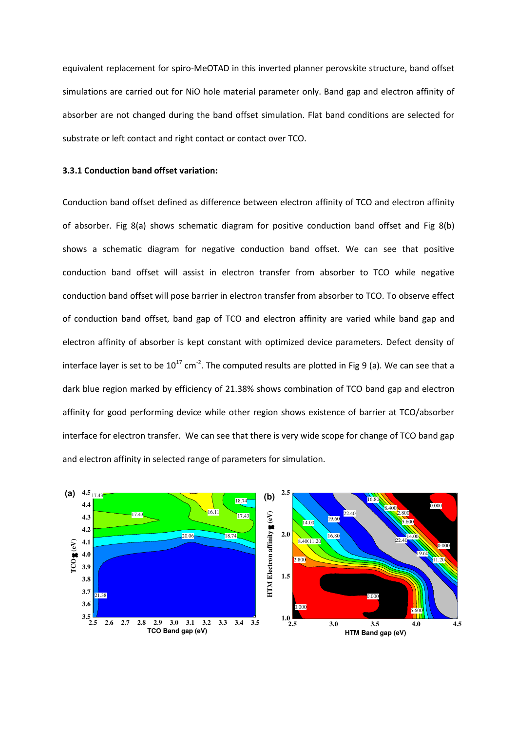equivalent replacement for spiro-MeOTAD in this inverted planner perovskite structure, band offset simulations are carried out for NiO hole material parameter only. Band gap and electron affinity of absorber are not changed during the band offset simulation. Flat band conditions are selected for substrate or left contact and right contact or contact over TCO.

### 3.3.1 Conduction band offset variation:

Conduction band offset defined as difference between electron affinity of TCO and electron affinity of absorber. Fig 8(a) shows schematic diagram for positive conduction band offset and Fig 8(b) shows a schematic diagram for negative conduction band offset. We can see that positive conduction band offset will assist in electron transfer from absorber to TCO while negative conduction band offset will pose barrier in electron transfer from absorber to TCO. To observe effect of conduction band offset, band gap of TCO and electron affinity are varied while band gap and electron affinity of absorber is kept constant with optimized device parameters. Defect density of interface layer is set to be $10^{17}$ cm$^{-2}$. The computed results are plotted in Fig 9 (a). We can see that a dark blue region marked by efficiency of 21.38% shows combination of TCO band gap and electron affinity for good performing device while other region shows existence of barrier at TCO/absorber interface for electron transfer. We can see that there is very wide scope for change of TCO band gap and electron affinity in selected range of parameters for simulation.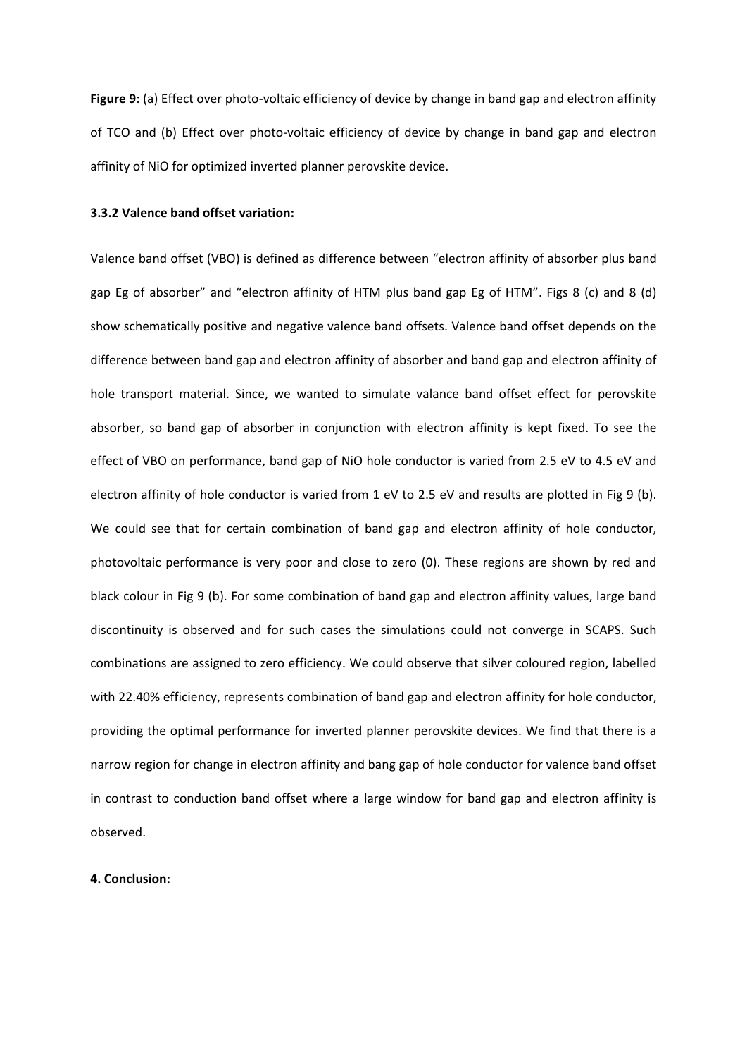**Figure 9**: (a) Effect over photo-voltaic efficiency of device by change in band gap and electron affinity of TCO and (b) Effect over photo-voltaic efficiency of device by change in band gap and electron affinity of NiO for optimized inverted planner perovskite device.

### 3.3.2 Valence band offset variation:

Valence band offset (VBO) is defined as difference between "electron affinity of absorber plus band gap Eg of absorber" and "electron affinity of HTM plus band gap Eg of HTM". Figs 8 (c) and 8 (d) show schematically positive and negative valence band offsets. Valence band offset depends on the difference between band gap and electron affinity of absorber and band gap and electron affinity of hole transport material. Since, we wanted to simulate valance band offset effect for perovskite absorber, so band gap of absorber in conjunction with electron affinity is kept fixed. To see the effect of VBO on performance, band gap of NiO hole conductor is varied from 2.5 eV to 4.5 eV and electron affinity of hole conductor is varied from 1 eV to 2.5 eV and results are plotted in Fig 9 (b). We could see that for certain combination of band gap and electron affinity of hole conductor, photovoltaic performance is very poor and close to zero (0). These regions are shown by red and black colour in Fig 9 (b). For some combination of band gap and electron affinity values, large band discontinuity is observed and for such cases the simulations could not converge in SCAPS. Such combinations are assigned to zero efficiency. We could observe that silver coloured region, labelled with 22.40% efficiency, represents combination of band gap and electron affinity for hole conductor, providing the optimal performance for inverted planner perovskite devices. We find that there is a narrow region for change in electron affinity and bang gap of hole conductor for valence band offset in contrast to conduction band offset where a large window for band gap and electron affinity is observed.

## 4. Conclusion: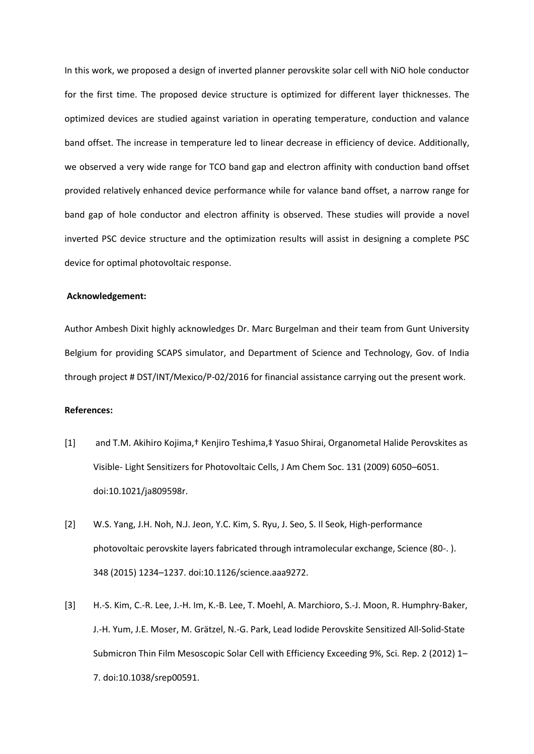In this work, we proposed a design of inverted planner perovskite solar cell with NiO hole conductor for the first time. The proposed device structure is optimized for different layer thicknesses. The optimized devices are studied against variation in operating temperature, conduction and valance band offset. The increase in temperature led to linear decrease in efficiency of device. Additionally, we observed a very wide range for TCO band gap and electron affinity with conduction band offset provided relatively enhanced device performance while for valance band offset, a narrow range for band gap of hole conductor and electron affinity is observed. These studies will provide a novel inverted PSC device structure and the optimization results will assist in designing a complete PSC device for optimal photovoltaic response.

**Acknowledgement:**

Author Ambesh Dixit highly acknowledges Dr. Marc Burgelman and their team from Gunt University Belgium for providing SCAPS simulator, and Department of Science and Technology, Gov. of India through project # DST/INT/Mexico/P-02/2016 for financial assistance carrying out the present work.

**References:**

[1] and T.M. Akihiro Kojima,† Kenjiro Teshima,‡ Yasuo Shirai, Organometal Halide Perovskites as Visible- Light Sensitizers for Photovoltaic Cells, J Am Chem Soc. 131 (2009) 6050–6051. doi:10.1021/ja809598r.

[2] W.S. Yang, J.H. Noh, N.J. Jeon, Y.C. Kim, S. Ryu, J. Seo, S. Il Seok, High-performance photovoltaic perovskite layers fabricated through intramolecular exchange, Science (80-. ). 348 (2015) 1234–1237. doi:10.1126/science.aaa9272.

[3] H.-S. Kim, C.-R. Lee, J.-H. Im, K.-B. Lee, T. Moehl, A. Marchioro, S.-J. Moon, R. Humphry-Baker, J.-H. Yum, J.E. Moser, M. Grätzel, N.-G. Park, Lead Iodide Perovskite Sensitized All-Solid-State Submicron Thin Film Mesoscopic Solar Cell with Efficiency Exceeding 9%, Sci. Rep. 2 (2012) 1–7. doi:10.1038/srep00591.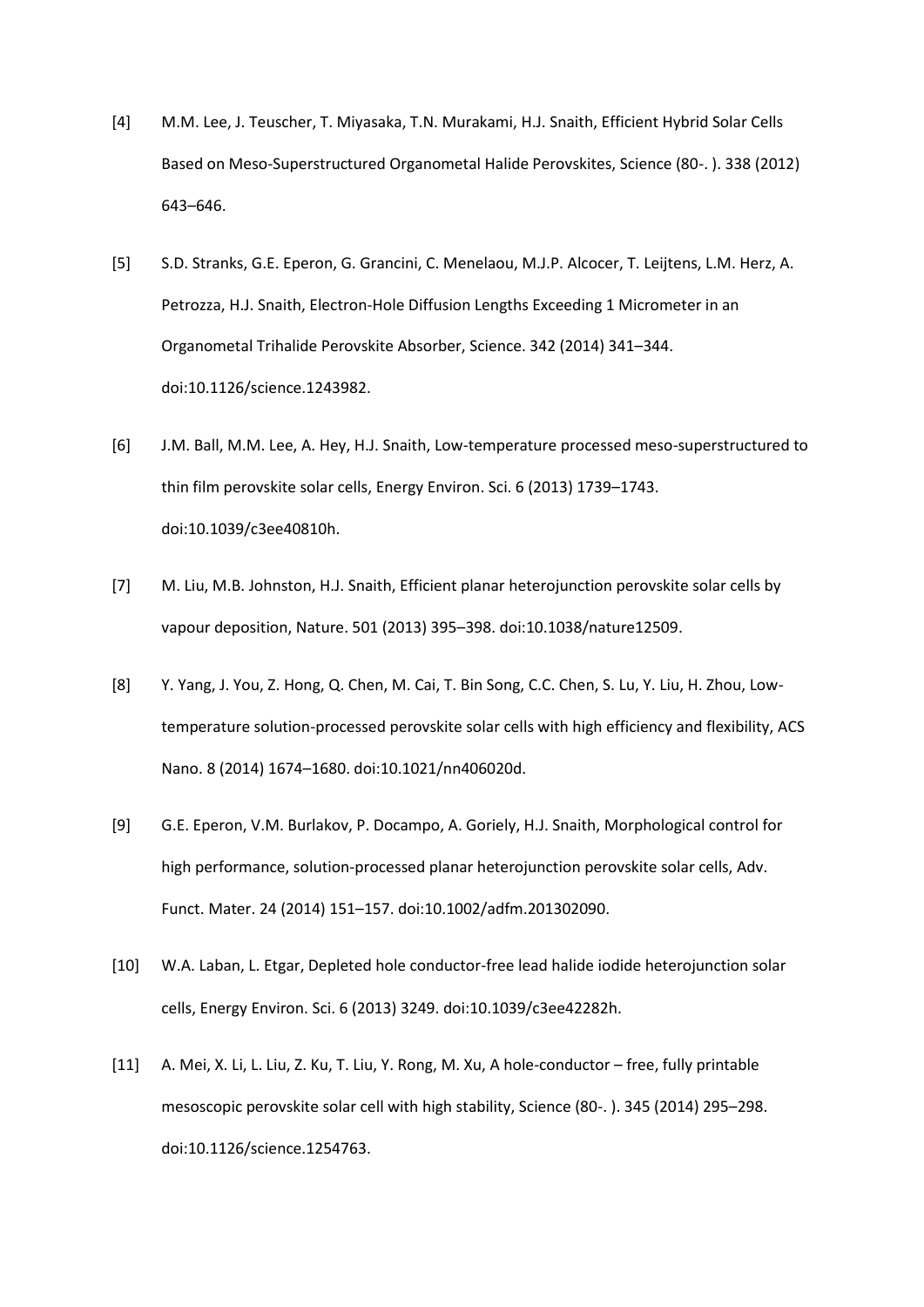[4] M.M. Lee, J. Teuscher, T. Miyasaka, T.N. Murakami, H.J. Snaith, Efficient Hybrid Solar Cells Based on Meso-Superstructured Organometal Halide Perovskites, Science (80-. ). 338 (2012) 643–646.

[5] S.D. Stranks, G.E. Eperon, G. Grancini, C. Menelaou, M.J.P. Alcocer, T. Leijtens, L.M. Herz, A. Petrozza, H.J. Snaith, Electron-Hole Diffusion Lengths Exceeding 1 Micrometer in an Organometal Trihalide Perovskite Absorber, Science. 342 (2014) 341–344. doi:10.1126/science.1243982.

[6] J.M. Ball, M.M. Lee, A. Hey, H.J. Snaith, Low-temperature processed meso-superstructured to thin film perovskite solar cells, Energy Environ. Sci. 6 (2013) 1739–1743. doi:10.1039/c3ee40810h.

[7] M. Liu, M.B. Johnston, H.J. Snaith, Efficient planar heterojunction perovskite solar cells by vapour deposition, Nature. 501 (2013) 395–398. doi:10.1038/nature12509.

[8] Y. Yang, J. You, Z. Hong, Q. Chen, M. Cai, T. Bin Song, C.C. Chen, S. Lu, Y. Liu, H. Zhou, Low-temperature solution-processed perovskite solar cells with high efficiency and flexibility, ACS Nano. 8 (2014) 1674–1680. doi:10.1021/nn406020d.

[9] G.E. Eperon, V.M. Burlakov, P. Docampo, A. Goriely, H.J. Snaith, Morphological control for high performance, solution-processed planar heterojunction perovskite solar cells, Adv. Funct. Mater. 24 (2014) 151–157. doi:10.1002/adfm.201302090.

[10] W.A. Laban, L. Etgar, Depleted hole conductor-free lead halide iodide heterojunction solar cells, Energy Environ. Sci. 6 (2013) 3249. doi:10.1039/c3ee42282h.

[11] A. Mei, X. Li, L. Liu, Z. Ku, T. Liu, Y. Rong, M. Xu, A hole-conductor – free, fully printable mesoscopic perovskite solar cell with high stability, Science (80-. ). 345 (2014) 295–298. doi:10.1126/science.1254763.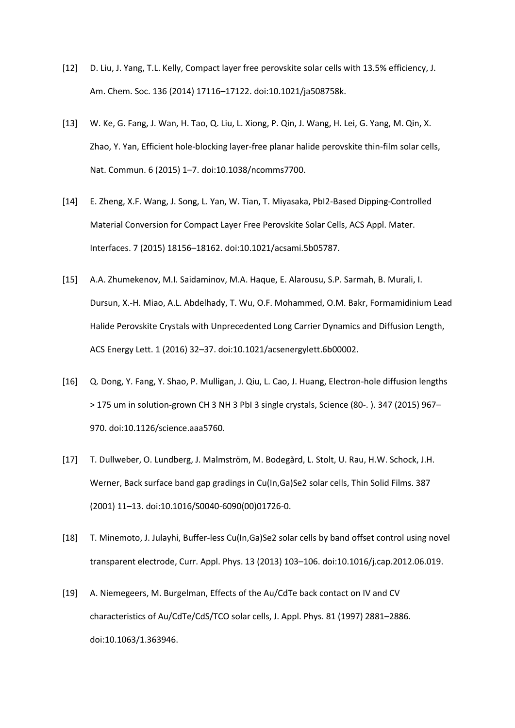[12] D. Liu, J. Yang, T.L. Kelly, Compact layer free perovskite solar cells with 13.5% efficiency, J. Am. Chem. Soc. 136 (2014) 17116–17122. doi:10.1021/ja508758k.

[13] W. Ke, G. Fang, J. Wan, H. Tao, Q. Liu, L. Xiong, P. Qin, J. Wang, H. Lei, G. Yang, M. Qin, X. Zhao, Y. Yan, Efficient hole-blocking layer-free planar halide perovskite thin-film solar cells, Nat. Commun. 6 (2015) 1–7. doi:10.1038/ncomms7700.

[14] E. Zheng, X.F. Wang, J. Song, L. Yan, W. Tian, T. Miyasaka, PbI2-Based Dipping-Controlled Material Conversion for Compact Layer Free Perovskite Solar Cells, ACS Appl. Mater. Interfaces. 7 (2015) 18156–18162. doi:10.1021/acsami.5b05787.

[15] A.A. Zhumekenov, M.I. Saidaminov, M.A. Haque, E. Alarousu, S.P. Sarmah, B. Murali, I. Dursun, X.-H. Miao, A.L. Abdelhady, T. Wu, O.F. Mohammed, O.M. Bakr, Formamidinium Lead Halide Perovskite Crystals with Unprecedented Long Carrier Dynamics and Diffusion Length, ACS Energy Lett. 1 (2016) 32–37. doi:10.1021/acsenergylett.6b00002.

[16] Q. Dong, Y. Fang, Y. Shao, P. Mulligan, J. Qiu, L. Cao, J. Huang, Electron-hole diffusion lengths > 175 um in solution-grown CH 3 NH 3 PbI 3 single crystals, Science (80-. ). 347 (2015) 967–970. doi:10.1126/science.aaa5760.

[17] T. Dullweber, O. Lundberg, J. Malmström, M. Bodegård, L. Stolt, U. Rau, H.W. Schock, J.H. Werner, Back surface band gap gradings in Cu(In,Ga)Se2 solar cells, Thin Solid Films. 387 (2001) 11–13. doi:10.1016/S0040-6090(00)01726-0.

[18] T. Minemoto, J. Julayhi, Buffer-less Cu(In,Ga)Se2 solar cells by band offset control using novel transparent electrode, Curr. Appl. Phys. 13 (2013) 103–106. doi:10.1016/j.cap.2012.06.019.

[19] A. Niemegeers, M. Burgelman, Effects of the Au/CdTe back contact on IV and CV characteristics of Au/CdTe/CdS/TCO solar cells, J. Appl. Phys. 81 (1997) 2881–2886. doi:10.1063/1.363946.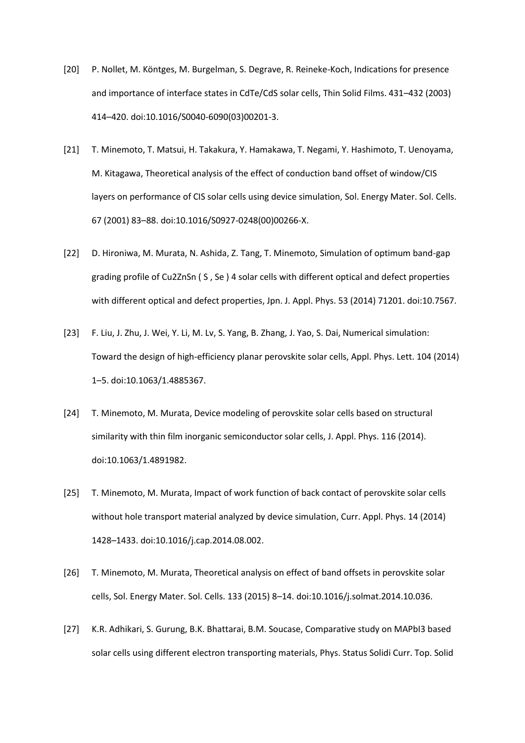[20] P. Nollet, M. Köntges, M. Burgelman, S. Degrave, R. Reineke-Koch, Indications for presence and importance of interface states in CdTe/CdS solar cells, Thin Solid Films. 431–432 (2003) 414–420. doi:10.1016/S0040-6090(03)00201-3.

[21] T. Minemoto, T. Matsui, H. Takakura, Y. Hamakawa, T. Negami, Y. Hashimoto, T. Uenoyama, M. Kitagawa, Theoretical analysis of the effect of conduction band offset of window/CIS layers on performance of CIS solar cells using device simulation, Sol. Energy Mater. Sol. Cells. 67 (2001) 83–88. doi:10.1016/S0927-0248(00)00266-X.

[22] D. Hironiwa, M. Murata, N. Ashida, Z. Tang, T. Minemoto, Simulation of optimum band-gap grading profile of Cu2ZnSn ( S , Se ) 4 solar cells with different optical and defect properties with different optical and defect properties, Jpn. J. Appl. Phys. 53 (2014) 71201. doi:10.7567.

[23] F. Liu, J. Zhu, J. Wei, Y. Li, M. Lv, S. Yang, B. Zhang, J. Yao, S. Dai, Numerical simulation: Toward the design of high-efficiency planar perovskite solar cells, Appl. Phys. Lett. 104 (2014) 1–5. doi:10.1063/1.4885367.

[24] T. Minemoto, M. Murata, Device modeling of perovskite solar cells based on structural similarity with thin film inorganic semiconductor solar cells, J. Appl. Phys. 116 (2014). doi:10.1063/1.4891982.

[25] T. Minemoto, M. Murata, Impact of work function of back contact of perovskite solar cells without hole transport material analyzed by device simulation, Curr. Appl. Phys. 14 (2014) 1428–1433. doi:10.1016/j.cap.2014.08.002.

[26] T. Minemoto, M. Murata, Theoretical analysis on effect of band offsets in perovskite solar cells, Sol. Energy Mater. Sol. Cells. 133 (2015) 8–14. doi:10.1016/j.solmat.2014.10.036.

[27] K.R. Adhikari, S. Gurung, B.K. Bhattarai, B.M. Soucase, Comparative study on MAPbI3 based solar cells using different electron transporting materials, Phys. Status Solidi Curr. Top. Solid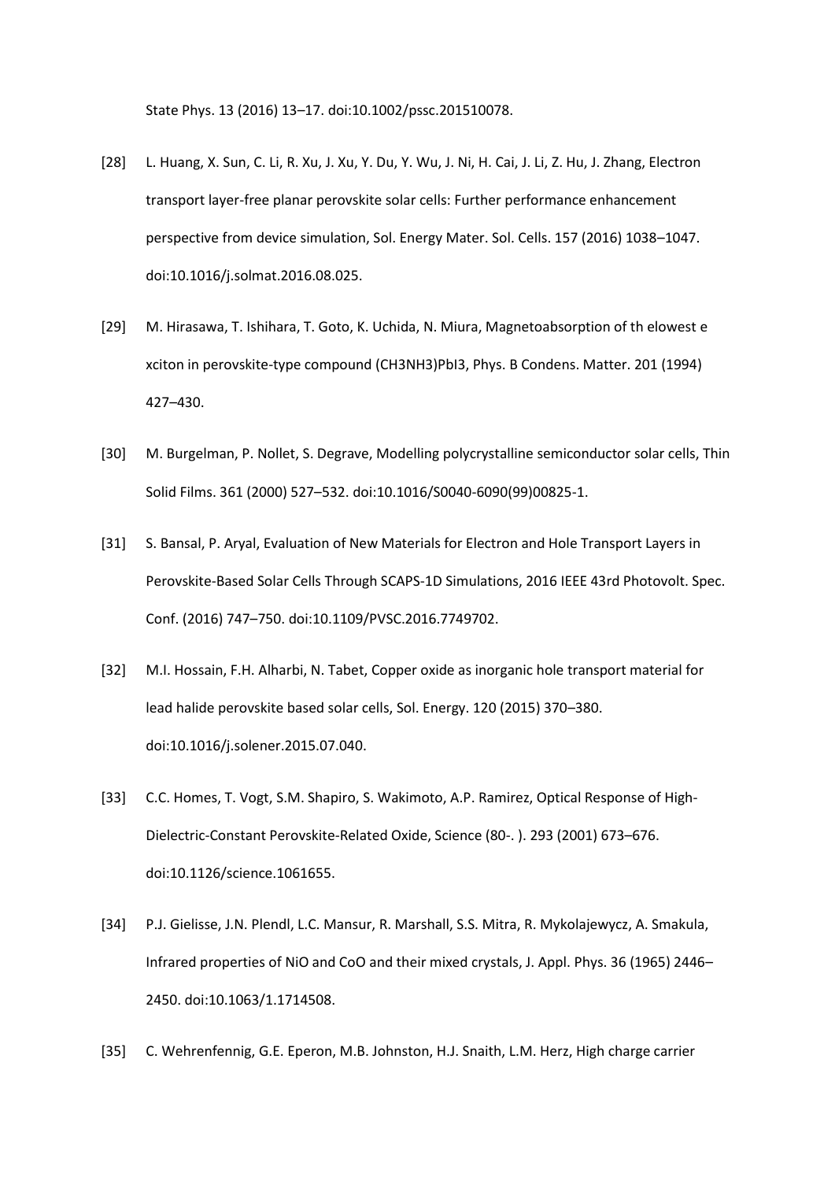State Phys. 13 (2016) 13–17. doi:10.1002/pssc.201510078.

[28] L. Huang, X. Sun, C. Li, R. Xu, J. Xu, Y. Du, Y. Wu, J. Ni, H. Cai, J. Li, Z. Hu, J. Zhang, Electron transport layer-free planar perovskite solar cells: Further performance enhancement perspective from device simulation, Sol. Energy Mater. Sol. Cells. 157 (2016) 1038–1047. doi:10.1016/j.solmat.2016.08.025.

[29] M. Hirasawa, T. Ishihara, T. Goto, K. Uchida, N. Miura, Magnetoabsorption of th elowest e xciton in perovskite-type compound (CH3NH3)PbI3, Phys. B Condens. Matter. 201 (1994) 427–430.

[30] M. Burgelman, P. Nollet, S. Degrave, Modelling polycrystalline semiconductor solar cells, Thin Solid Films. 361 (2000) 527–532. doi:10.1016/S0040-6090(99)00825-1.

[31] S. Bansal, P. Aryal, Evaluation of New Materials for Electron and Hole Transport Layers in Perovskite-Based Solar Cells Through SCAPS-1D Simulations, 2016 IEEE 43rd Photovolt. Spec. Conf. (2016) 747–750. doi:10.1109/PVSC.2016.7749702.

[32] M.I. Hossain, F.H. Alharbi, N. Tabet, Copper oxide as inorganic hole transport material for lead halide perovskite based solar cells, Sol. Energy. 120 (2015) 370–380. doi:10.1016/j.solener.2015.07.040.

[33] C.C. Homes, T. Vogt, S.M. Shapiro, S. Wakimoto, A.P. Ramirez, Optical Response of High-Dielectric-Constant Perovskite-Related Oxide, Science (80-. ). 293 (2001) 673–676. doi:10.1126/science.1061655.

[34] P.J. Gielisse, J.N. Plendl, L.C. Mansur, R. Marshall, S.S. Mitra, R. Mykolajewycz, A. Smakula, Infrared properties of NiO and CoO and their mixed crystals, J. Appl. Phys. 36 (1965) 2446–2450. doi:10.1063/1.1714508.

[35] C. Wehrenfennig, G.E. Eperon, M.B. Johnston, H.J. Snaith, L.M. Herz, High charge carrier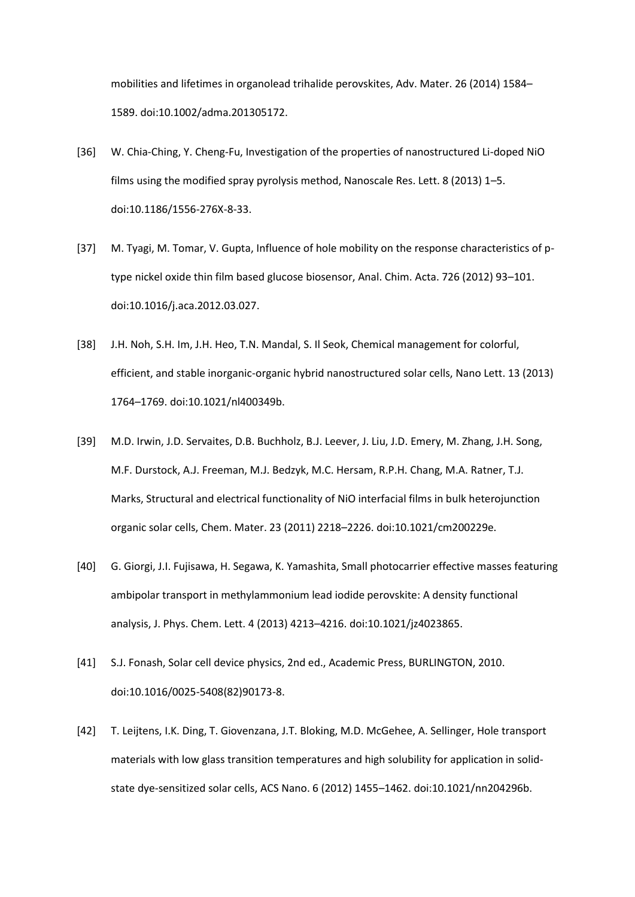mobilities and lifetimes in organolead trihalide perovskites, Adv. Mater. 26 (2014) 1584–1589. doi:10.1002/adma.201305172.

[36] W. Chia-Ching, Y. Cheng-Fu, Investigation of the properties of nanostructured Li-doped NiO films using the modified spray pyrolysis method, Nanoscale Res. Lett. 8 (2013) 1–5. doi:10.1186/1556-276X-8-33.

[37] M. Tyagi, M. Tomar, V. Gupta, Influence of hole mobility on the response characteristics of p-type nickel oxide thin film based glucose biosensor, Anal. Chim. Acta. 726 (2012) 93–101. doi:10.1016/j.aca.2012.03.027.

[38] J.H. Noh, S.H. Im, J.H. Heo, T.N. Mandal, S. Il Seok, Chemical management for colorful, efficient, and stable inorganic-organic hybrid nanostructured solar cells, Nano Lett. 13 (2013) 1764–1769. doi:10.1021/nl400349b.

[39] M.D. Irwin, J.D. Servaites, D.B. Buchholz, B.J. Leever, J. Liu, J.D. Emery, M. Zhang, J.H. Song, M.F. Durstock, A.J. Freeman, M.J. Bedzyk, M.C. Hersam, R.P.H. Chang, M.A. Ratner, T.J. Marks, Structural and electrical functionality of NiO interfacial films in bulk heterojunction organic solar cells, Chem. Mater. 23 (2011) 2218–2226. doi:10.1021/cm200229e.

[40] G. Giorgi, J.I. Fujisawa, H. Segawa, K. Yamashita, Small photocarrier effective masses featuring ambipolar transport in methylammonium lead iodide perovskite: A density functional analysis, J. Phys. Chem. Lett. 4 (2013) 4213–4216. doi:10.1021/jz4023865.

[41] S.J. Fonash, Solar cell device physics, 2nd ed., Academic Press, BURLINGTON, 2010. doi:10.1016/0025-5408(82)90173-8.

[42] T. Leijtens, I.K. Ding, T. Giovenzana, J.T. Bloking, M.D. McGehee, A. Sellinger, Hole transport materials with low glass transition temperatures and high solubility for application in solid-state dye-sensitized solar cells, ACS Nano. 6 (2012) 1455–1462. doi:10.1021/nn204296b.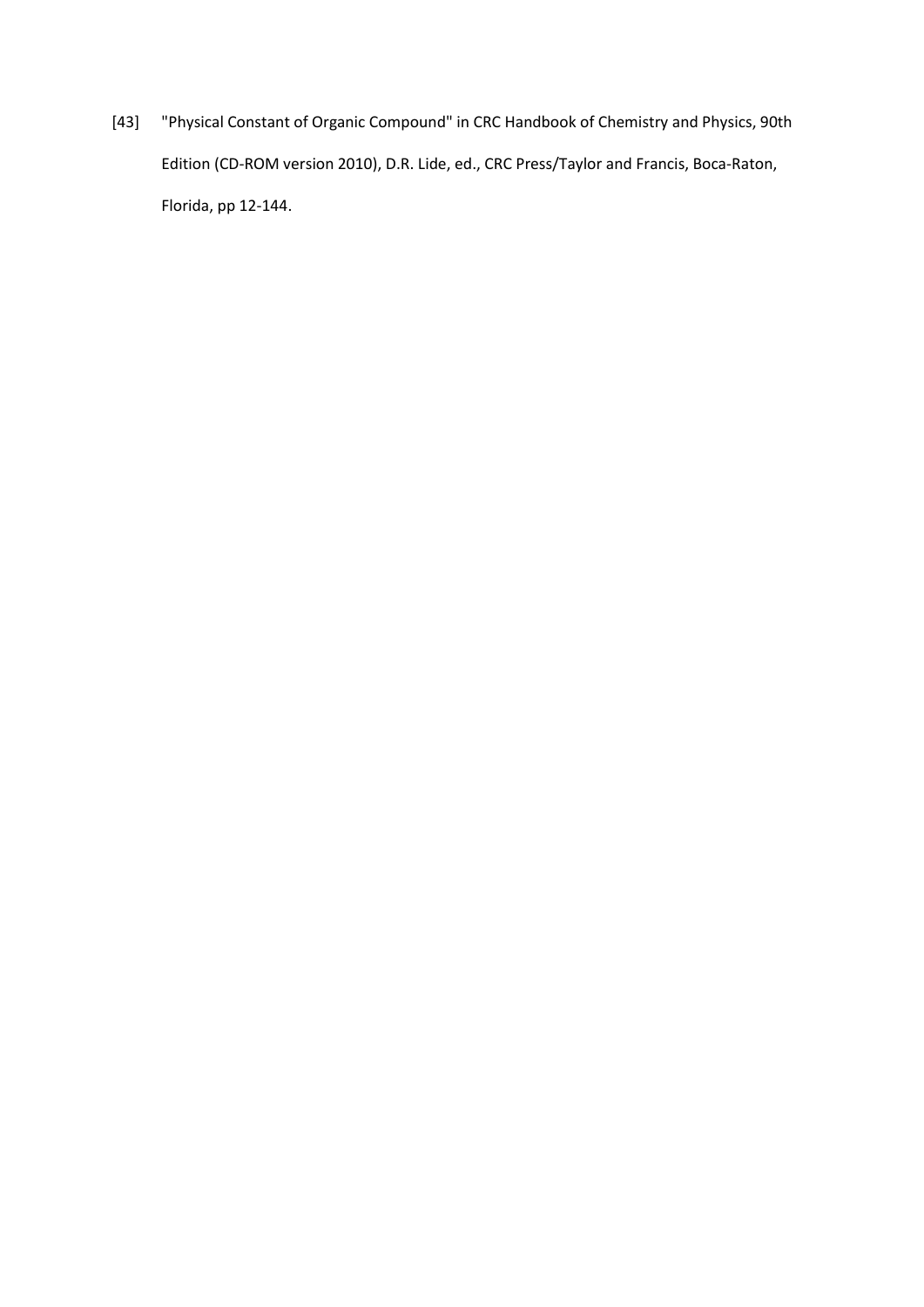[43] "Physical Constant of Organic Compound" in CRC Handbook of Chemistry and Physics, 90th Edition (CD-ROM version 2010), D.R. Lide, ed., CRC Press/Taylor and Francis, Boca-Raton, Florida, pp 12-144.